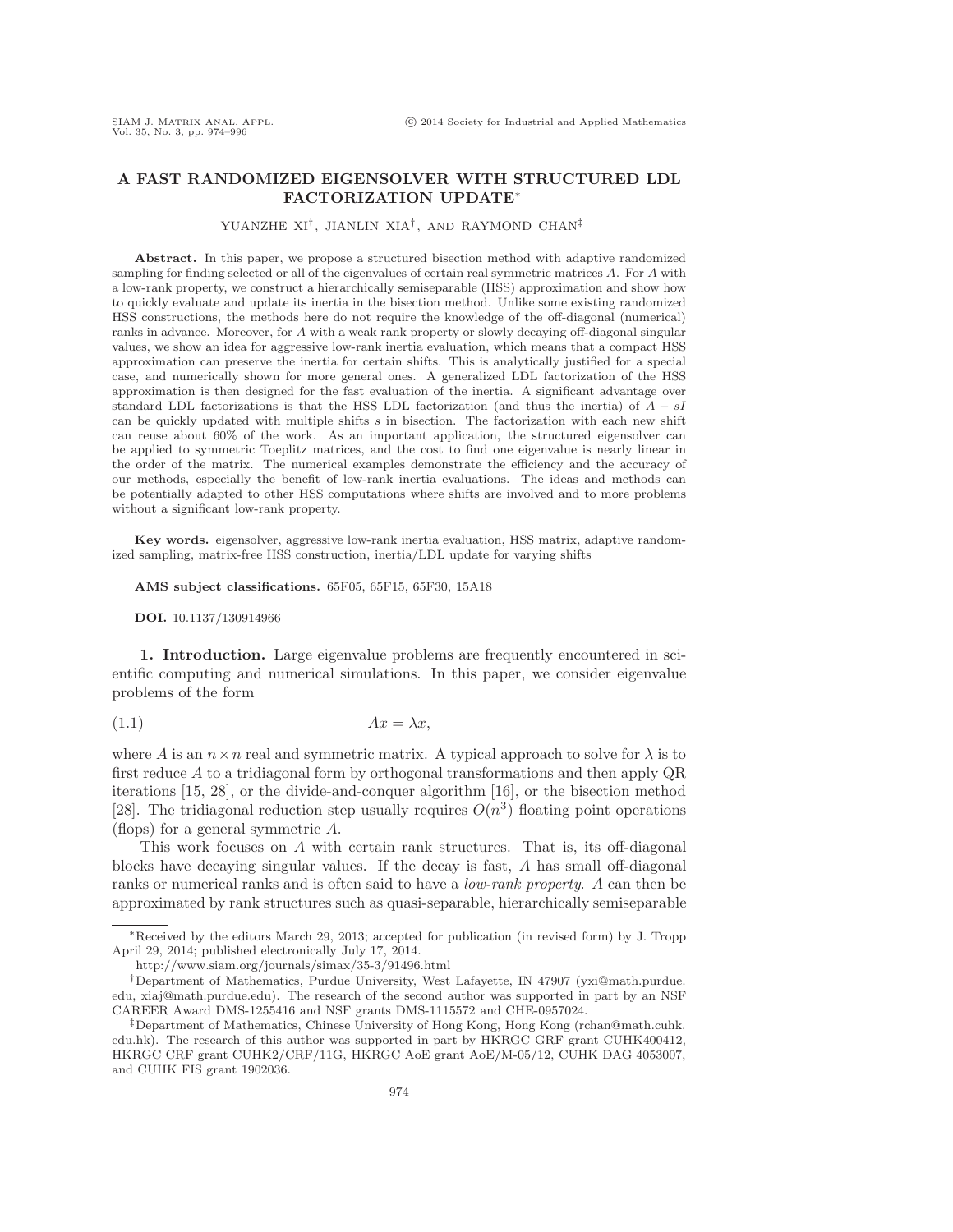# A FAST RANDOMIZED EIGENSOLVER WITH STRUCTURED LDL FACTORIZATION UPDATE*

YUANZHE XI†, JIANLIN XIA†, AND RAYMOND CHAN‡

**Abstract.** In this paper, we propose a structured bisection method with adaptive randomized sampling for finding selected or all of the eigenvalues of certain real symmetric matrices $A$. For $A$ with a low-rank property, we construct a hierarchically semiseparable (HSS) approximation and show how to quickly evaluate and update its inertia in the bisection method. Unlike some existing randomized HSS constructions, the methods here do not require the knowledge of the off-diagonal (numerical) ranks in advance. Moreover, for $A$ with a weak rank property or slowly decaying off-diagonal singular values, we show an idea for aggressive low-rank inertia evaluation, which means that a compact HSS approximation can preserve the inertia for certain shifts. This is analytically justified for a special case, and numerically shown for more general ones. A generalized LDL factorization of the HSS approximation is then designed for the fast evaluation of the inertia. A significant advantage over standard LDL factorizations is that the HSS LDL factorization (and thus the inertia) of $A - sI$ can be quickly updated with multiple shifts $s$ in bisection. The factorization with each new shift can reuse about 60% of the work. As an important application, the structured eigensolver can be applied to symmetric Toeplitz matrices, and the cost to find one eigenvalue is nearly linear in the order of the matrix. The numerical examples demonstrate the efficiency and the accuracy of our methods, especially the benefit of low-rank inertia evaluations. The ideas and methods can be potentially adapted to other HSS computations where shifts are involved and to more problems without a significant low-rank property.

**Key words.** eigensolver, aggressive low-rank inertia evaluation, HSS matrix, adaptive randomized sampling, matrix-free HSS construction, inertia/LDL update for varying shifts

**AMS subject classifications.** 65F05, 65F15, 65F30, 15A18

**DOI.** 10.1137/130914966

## 1. Introduction.

Large eigenvalue problems are frequently encountered in scientific computing and numerical simulations. In this paper, we consider eigenvalue problems of the form

$$Ax = \lambda x, \tag{1.1}$$

where $A$ is an $n \times n$ real and symmetric matrix. A typical approach to solve for $\lambda$ is to first reduce $A$ to a tridiagonal form by orthogonal transformations and then apply QR iterations [15, 28], or the divide-and-conquer algorithm [16], or the bisection method [28]. The tridiagonal reduction step usually requires $O(n^3)$ floating point operations (flops) for a general symmetric $A$.

This work focuses on $A$ with certain rank structures. That is, its off-diagonal blocks have decaying singular values. If the decay is fast, $A$ has small off-diagonal ranks or numerical ranks and is often said to have a *low-rank property*. $A$ can then be approximated by rank structures such as quasi-separable, hierarchically semiseparable

---

*Received by the editors March 29, 2013; accepted for publication (in revised form) by J. Tropp April 29, 2014; published electronically July 17, 2014.

http://www.siam.org/journals/simax/35-3/91496.html

†Department of Mathematics, Purdue University, West Lafayette, IN 47907 (yxi@math.purdue.edu, xiaj@math.purdue.edu). The research of the second author was supported in part by an NSF CAREER Award DMS-1255416 and NSF grants DMS-1115572 and CHE-0957024.

‡Department of Mathematics, Chinese University of Hong Kong, Hong Kong (rchan@math.cuhk.edu.hk). The research of this author was supported in part by HKRGC GRF grant CUHK400412, HKRGC CRF grant CUHK2/CRF/11G, HKRGC AoE grant AoE/M-05/12, CUHK DAG 4053007, and CUHK FIS grant 1902036.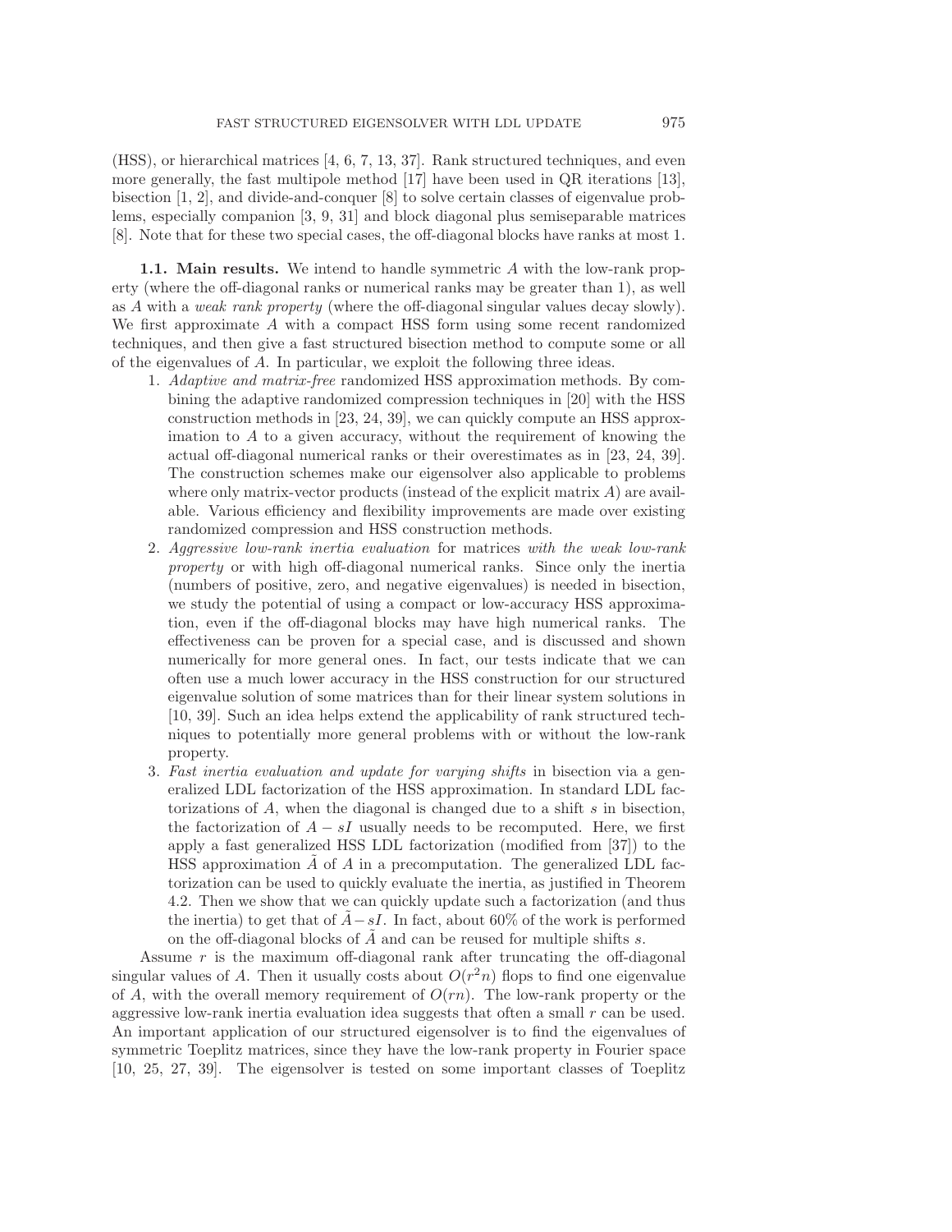(HSS), or hierarchical matrices [4, 6, 7, 13, 37]. Rank structured techniques, and even more generally, the fast multipole method [17] have been used in QR iterations [13], bisection [1, 2], and divide-and-conquer [8] to solve certain classes of eigenvalue problems, especially companion [3, 9, 31] and block diagonal plus semiseparable matrices [8]. Note that for these two special cases, the off-diagonal blocks have ranks at most 1.

**1.1. Main results.** We intend to handle symmetric $A$ with the low-rank property (where the off-diagonal ranks or numerical ranks may be greater than 1), as well as $A$ with a *weak rank property* (where the off-diagonal singular values decay slowly). We first approximate $A$ with a compact HSS form using some recent randomized techniques, and then give a fast structured bisection method to compute some or all of the eigenvalues of $A$. In particular, we exploit the following three ideas.

1. *Adaptive and matrix-free* randomized HSS approximation methods. By combining the adaptive randomized compression techniques in [20] with the HSS construction methods in [23, 24, 39], we can quickly compute an HSS approximation to $A$ to a given accuracy, without the requirement of knowing the actual off-diagonal numerical ranks or their overestimates as in [23, 24, 39]. The construction schemes make our eigensolver also applicable to problems where only matrix-vector products (instead of the explicit matrix $A$) are available. Various efficiency and flexibility improvements are made over existing randomized compression and HSS construction methods.
2. *Aggressive low-rank inertia evaluation* for matrices *with the weak low-rank property* or with high off-diagonal numerical ranks. Since only the inertia (numbers of positive, zero, and negative eigenvalues) is needed in bisection, we study the potential of using a compact or low-accuracy HSS approximation, even if the off-diagonal blocks may have high numerical ranks. The effectiveness can be proven for a special case, and is discussed and shown numerically for more general ones. In fact, our tests indicate that we can often use a much lower accuracy in the HSS construction for our structured eigenvalue solution of some matrices than for their linear system solutions in [10, 39]. Such an idea helps extend the applicability of rank structured techniques to potentially more general problems with or without the low-rank property.
3. *Fast inertia evaluation and update for varying shifts* in bisection via a generalized LDL factorization of the HSS approximation. In standard LDL factorizations of $A$, when the diagonal is changed due to a shift $s$ in bisection, the factorization of $A - sI$ usually needs to be recomputed. Here, we first apply a fast generalized HSS LDL factorization (modified from [37]) to the HSS approximation $\tilde{A}$ of $A$ in a precomputation. The generalized LDL factorization can be used to quickly evaluate the inertia, as justified in Theorem 4.2. Then we show that we can quickly update such a factorization (and thus the inertia) to get that of $\tilde{A} - sI$. In fact, about 60% of the work is performed on the off-diagonal blocks of $\tilde{A}$ and can be reused for multiple shifts $s$.

Assume $r$ is the maximum off-diagonal rank after truncating the off-diagonal singular values of $A$. Then it usually costs about $O(r^2 n)$ flops to find one eigenvalue of $A$, with the overall memory requirement of $O(rn)$. The low-rank property or the aggressive low-rank inertia evaluation idea suggests that often a small $r$ can be used. An important application of our structured eigensolver is to find the eigenvalues of symmetric Toeplitz matrices, since they have the low-rank property in Fourier space [10, 25, 27, 39]. The eigensolver is tested on some important classes of Toeplitz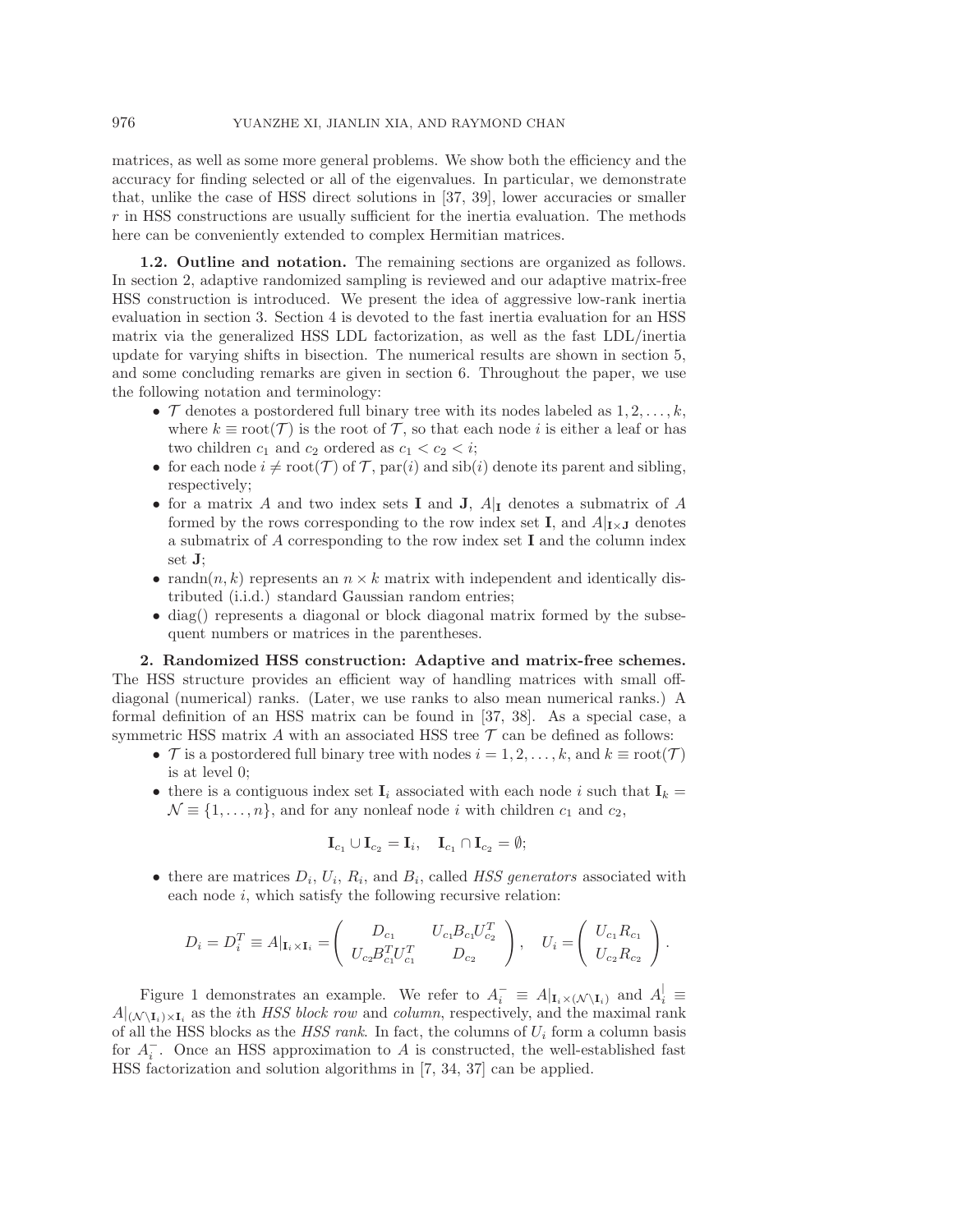matrices, as well as some more general problems. We show both the efficiency and the accuracy for finding selected or all of the eigenvalues. In particular, we demonstrate that, unlike the case of HSS direct solutions in [37, 39], lower accuracies or smaller $r$ in HSS constructions are usually sufficient for the inertia evaluation. The methods here can be conveniently extended to complex Hermitian matrices.

**1.2. Outline and notation.** The remaining sections are organized as follows. In section 2, adaptive randomized sampling is reviewed and our adaptive matrix-free HSS construction is introduced. We present the idea of aggressive low-rank inertia evaluation in section 3. Section 4 is devoted to the fast inertia evaluation for an HSS matrix via the generalized HSS LDL factorization, as well as the fast LDL/inertia update for varying shifts in bisection. The numerical results are shown in section 5, and some concluding remarks are given in section 6. Throughout the paper, we use the following notation and terminology:

- $\mathcal{T}$ denotes a postordered full binary tree with its nodes labeled as $1, 2, \ldots, k$, where $k \equiv \text{root}(\mathcal{T})$ is the root of $\mathcal{T}$, so that each node $i$ is either a leaf or has two children $c_1$ and $c_2$ ordered as $c_1 < c_2 < i$;
- for each node $i \neq \text{root}(\mathcal{T})$ of $\mathcal{T}$, $\text{par}(i)$ and $\text{sib}(i)$ denote its parent and sibling, respectively;
- for a matrix $A$ and two index sets $\mathbf{I}$ and $\mathbf{J}$, $A|_{\mathbf{I}}$ denotes a submatrix of $A$ formed by the rows corresponding to the row index set $\mathbf{I}$, and $A|_{\mathbf{I}\times\mathbf{J}}$ denotes a submatrix of $A$ corresponding to the row index set $\mathbf{I}$ and the column index set $\mathbf{J}$;
- $\text{randn}(n, k)$ represents an $n \times k$ matrix with independent and identically distributed (i.i.d.) standard Gaussian random entries;
- $\text{diag}()$ represents a diagonal or block diagonal matrix formed by the subsequent numbers or matrices in the parentheses.

**2. Randomized HSS construction: Adaptive and matrix-free schemes.** The HSS structure provides an efficient way of handling matrices with small off-diagonal (numerical) ranks. (Later, we use ranks to also mean numerical ranks.) A formal definition of an HSS matrix can be found in [37, 38]. As a special case, a symmetric HSS matrix $A$ with an associated HSS tree $\mathcal{T}$ can be defined as follows:

- $\mathcal{T}$ is a postordered full binary tree with nodes $i = 1, 2, \ldots, k$, and $k \equiv \text{root}(\mathcal{T})$ is at level 0;
- there is a contiguous index set $\mathbf{I}_i$ associated with each node $i$ such that $\mathbf{I}_k = \mathcal{N} \equiv \{1, \ldots, n\}$, and for any nonleaf node $i$ with children $c_1$ and $c_2$,

$$\mathbf{I}_{c_1} \cup \mathbf{I}_{c_2} = \mathbf{I}_i, \quad \mathbf{I}_{c_1} \cap \mathbf{I}_{c_2} = \emptyset;$$

- there are matrices $D_i$, $U_i$, $R_i$, and $B_i$, called *HSS generators* associated with each node $i$, which satisfy the following recursive relation:

$$D_i = D_i^T \equiv A|_{\mathbf{I}_i \times \mathbf{I}_i} = \begin{pmatrix} D_{c_1} & U_{c_1} B_{c_1} U_{c_2}^T \\ U_{c_2} B_{c_1}^T U_{c_1}^T & D_{c_2} \end{pmatrix}, \quad U_i = \begin{pmatrix} U_{c_1} R_{c_1} \\ U_{c_2} R_{c_2} \end{pmatrix}.$$

Figure 1 demonstrates an example. We refer to $A_i^- \equiv A|_{\mathbf{I}_i \times (\mathcal{N} \setminus \mathbf{I}_i)}$ and $A_i^| \equiv A|_{(\mathcal{N} \setminus \mathbf{I}_i) \times \mathbf{I}_i}$ as the $i$th *HSS block row* and *column*, respectively, and the maximal rank of all the HSS blocks as the *HSS rank*. In fact, the columns of $U_i$ form a column basis for $A_i^-$. Once an HSS approximation to $A$ is constructed, the well-established fast HSS factorization and solution algorithms in [7, 34, 37] can be applied.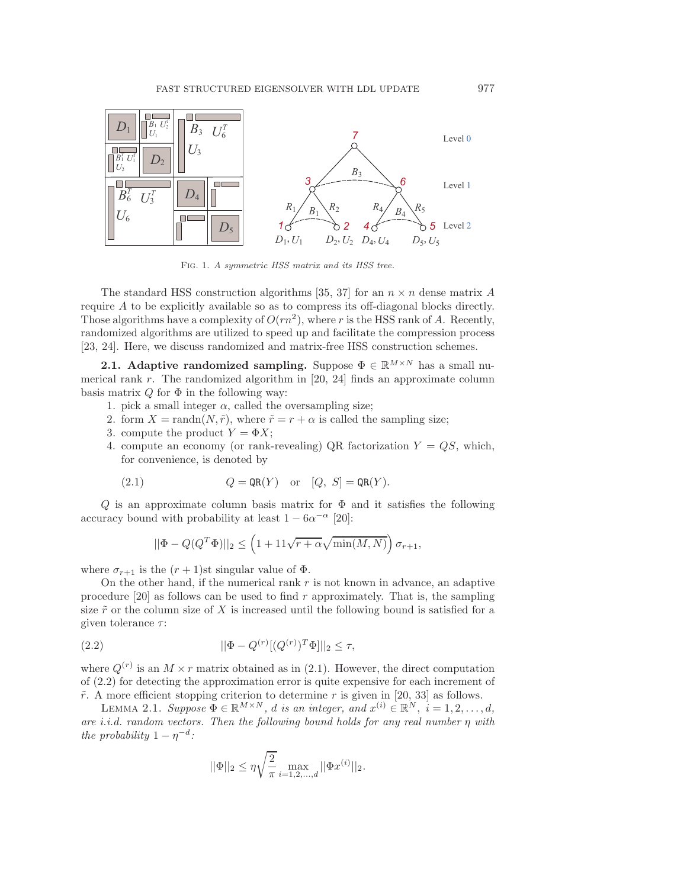Fig. 1. *A symmetric HSS matrix and its HSS tree.*

The standard HSS construction algorithms [35, 37] for an $n \times n$ dense matrix $A$ require $A$ to be explicitly available so as to compress its off-diagonal blocks directly. Those algorithms have a complexity of $O(rn^2)$, where $r$ is the HSS rank of $A$. Recently, randomized algorithms are utilized to speed up and facilitate the compression process [23, 24]. Here, we discuss randomized and matrix-free HSS construction schemes.

**2.1. Adaptive randomized sampling.** Suppose $\Phi \in \mathbb{R}^{M \times N}$ has a small numerical rank $r$. The randomized algorithm in [20, 24] finds an approximate column basis matrix $Q$ for $\Phi$ in the following way:

1. pick a small integer $\alpha$, called the oversampling size;
2. form $X = \text{randn}(N, \tilde{r})$, where $\tilde{r} = r + \alpha$ is called the sampling size;
3. compute the product $Y = \Phi X$;
4. compute an economy (or rank-revealing) QR factorization $Y = QS$, which, for convenience, is denoted by

$$Q = \texttt{QR}(Y) \quad \text{or} \quad [Q,\ S] = \texttt{QR}(Y). \tag{2.1}$$

$Q$ is an approximate column basis matrix for $\Phi$ and it satisfies the following accuracy bound with probability at least $1 - 6\alpha^{-\alpha}$ [20]:

$$||\Phi - Q(Q^T \Phi)||_2 \leq \left(1 + 11\sqrt{r+\alpha}\sqrt{\min(M, N)}\right) \sigma_{r+1},$$

where $\sigma_{r+1}$ is the $(r+1)$st singular value of $\Phi$.

On the other hand, if the numerical rank $r$ is not known in advance, an adaptive procedure [20] as follows can be used to find $r$ approximately. That is, the sampling size $\tilde{r}$ or the column size of $X$ is increased until the following bound is satisfied for a given tolerance $\tau$:

$$||\Phi - Q^{(r)}[(Q^{(r)})^T \Phi]||_2 \leq \tau, \tag{2.2}$$

where $Q^{(r)}$ is an $M \times r$ matrix obtained as in (2.1). However, the direct computation of (2.2) for detecting the approximation error is quite expensive for each increment of $\tilde{r}$. A more efficient stopping criterion to determine $r$ is given in [20, 33] as follows.

Lemma 2.1. *Suppose $\Phi \in \mathbb{R}^{M \times N}$, $d$ is an integer, and $x^{(i)} \in \mathbb{R}^N$, $i = 1, 2, \ldots, d$, are i.i.d. random vectors. Then the following bound holds for any real number $\eta$ with the probability $1 - \eta^{-d}$:*

$$||\Phi||_2 \leq \eta \sqrt{\frac{2}{\pi}} \max_{i=1,2,\ldots,d} ||\Phi x^{(i)}||_2.$$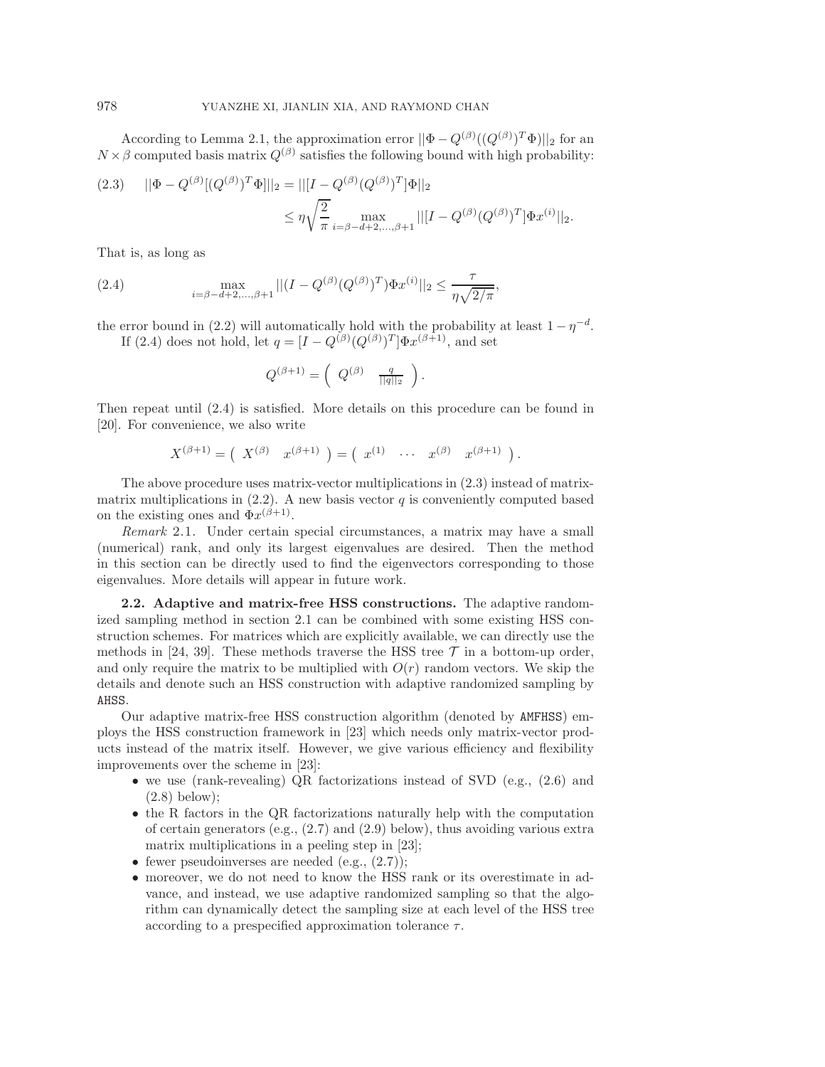According to Lemma 2.1, the approximation error $||\Phi - Q^{(\beta)}((Q^{(\beta)})^T\Phi)||_2$ for an $N\times\beta$ computed basis matrix $Q^{(\beta)}$ satisfies the following bound with high probability:

$$
\begin{aligned}
(2.3)\qquad ||\Phi - Q^{(\beta)}[(Q^{(\beta)})^T\Phi]||_2 &= ||[I - Q^{(\beta)}(Q^{(\beta)})^T]\Phi||_2 \\
&\le \eta\sqrt{\frac{2}{\pi}}\max_{i=\beta-d+2,\ldots,\beta+1}||[I - Q^{(\beta)}(Q^{(\beta)})^T]\Phi x^{(i)}||_2.
\end{aligned}
$$

That is, as long as

$$
(2.4)\qquad \max_{i=\beta-d+2,\ldots,\beta+1}||(I - Q^{(\beta)}(Q^{(\beta)})^T)\Phi x^{(i)}||_2 \le \frac{\tau}{\eta\sqrt{2/\pi}},
$$

the error bound in (2.2) will automatically hold with the probability at least $1-\eta^{-d}$.

If (2.4) does not hold, let $q = [I - Q^{(\beta)}(Q^{(\beta)})^T]\Phi x^{(\beta+1)}$, and set

$$
Q^{(\beta+1)} = \begin{pmatrix} Q^{(\beta)} & \frac{q}{||q||_2} \end{pmatrix}.
$$

Then repeat until (2.4) is satisfied. More details on this procedure can be found in [20]. For convenience, we also write

$$
X^{(\beta+1)} = \begin{pmatrix} X^{(\beta)} & x^{(\beta+1)} \end{pmatrix} = \begin{pmatrix} x^{(1)} & \cdots & x^{(\beta)} & x^{(\beta+1)} \end{pmatrix}.
$$

The above procedure uses matrix-vector multiplications in (2.3) instead of matrix-matrix multiplications in (2.2). A new basis vector $q$ is conveniently computed based on the existing ones and $\Phi x^{(\beta+1)}$.

*Remark* 2.1. Under certain special circumstances, a matrix may have a small (numerical) rank, and only its largest eigenvalues are desired. Then the method in this section can be directly used to find the eigenvectors corresponding to those eigenvalues. More details will appear in future work.

**2.2. Adaptive and matrix-free HSS constructions.** The adaptive randomized sampling method in section 2.1 can be combined with some existing HSS construction schemes. For matrices which are explicitly available, we can directly use the methods in [24, 39]. These methods traverse the HSS tree $\mathcal{T}$ in a bottom-up order, and only require the matrix to be multiplied with $O(r)$ random vectors. We skip the details and denote such an HSS construction with adaptive randomized sampling by `AHSS`.

Our adaptive matrix-free HSS construction algorithm (denoted by `AMFHSS`) employs the HSS construction framework in [23] which needs only matrix-vector products instead of the matrix itself. However, we give various efficiency and flexibility improvements over the scheme in [23]:

- we use (rank-revealing) QR factorizations instead of SVD (e.g., (2.6) and (2.8) below);
- the R factors in the QR factorizations naturally help with the computation of certain generators (e.g., (2.7) and (2.9) below), thus avoiding various extra matrix multiplications in a peeling step in [23];
- fewer pseudoinverses are needed (e.g., (2.7));
- moreover, we do not need to know the HSS rank or its overestimate in advance, and instead, we use adaptive randomized sampling so that the algorithm can dynamically detect the sampling size at each level of the HSS tree according to a prespecified approximation tolerance $\tau$.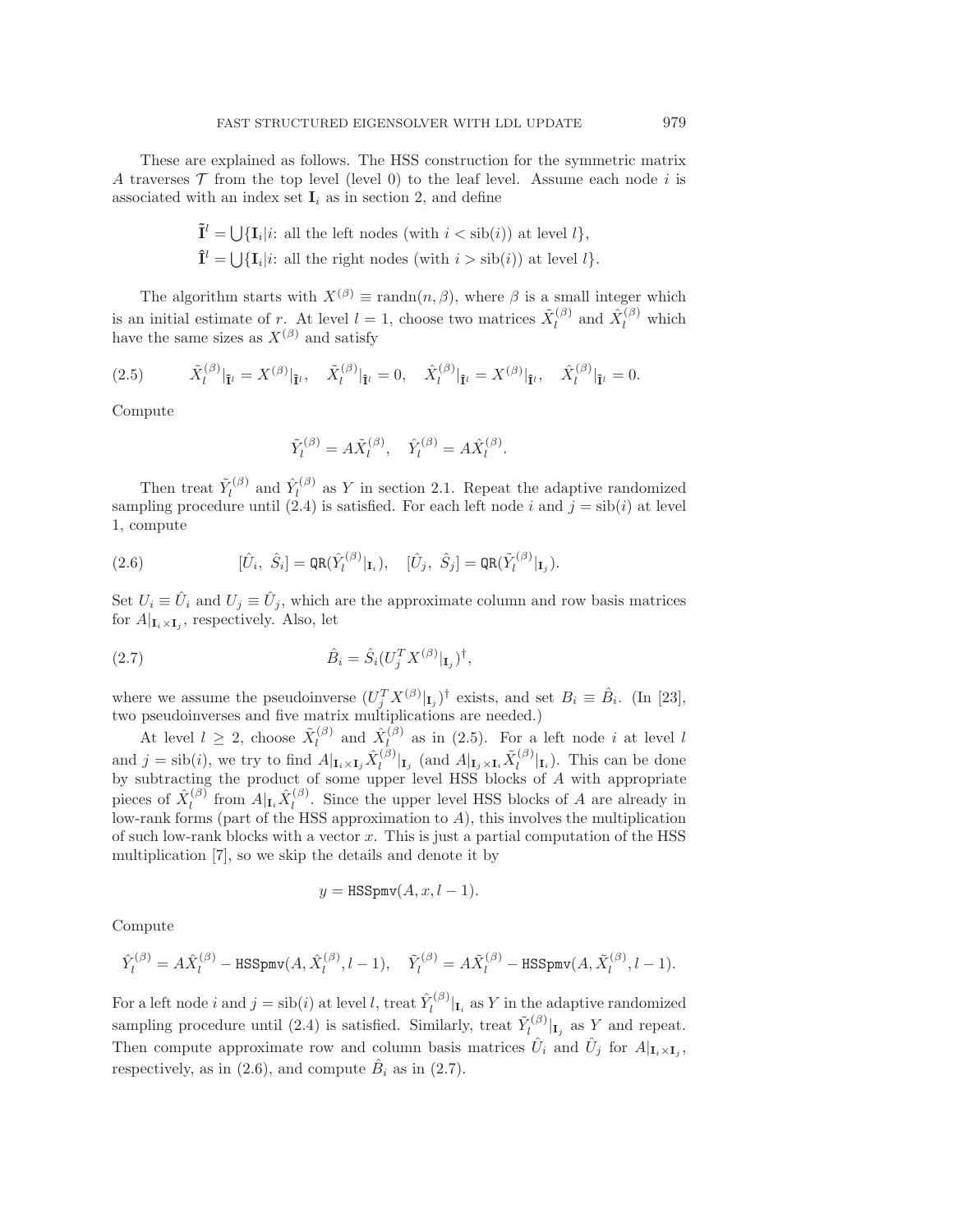These are explained as follows. The HSS construction for the symmetric matrix $A$ traverses $\mathcal{T}$ from the top level (level 0) to the leaf level. Assume each node $i$ is associated with an index set $\mathbf{I}_i$ as in section 2, and define

$$\tilde{\mathbf{I}}^l = \bigcup\{\mathbf{I}_i | i\text{: all the left nodes (with } i < \text{sib}(i)\text{) at level } l\},$$
$$\hat{\mathbf{I}}^l = \bigcup\{\mathbf{I}_i | i\text{: all the right nodes (with } i > \text{sib}(i)\text{) at level } l\}.$$

The algorithm starts with $X^{(\beta)} \equiv \text{randn}(n, \beta)$, where $\beta$ is a small integer which is an initial estimate of $r$. At level $l = 1$, choose two matrices $\tilde{X}_l^{(\beta)}$ and $\hat{X}_l^{(\beta)}$ which have the same sizes as $X^{(\beta)}$ and satisfy

$$\tilde{X}_l^{(\beta)}|_{\tilde{\mathbf{I}}^l} = X^{(\beta)}|_{\tilde{\mathbf{I}}^l}, \quad \tilde{X}_l^{(\beta)}|_{\hat{\mathbf{I}}^l} = 0, \quad \hat{X}_l^{(\beta)}|_{\hat{\mathbf{I}}^l} = X^{(\beta)}|_{\hat{\mathbf{I}}^l}, \quad \hat{X}_l^{(\beta)}|_{\tilde{\mathbf{I}}^l} = 0. \tag{2.5}$$

Compute

$$\tilde{Y}_l^{(\beta)} = A\tilde{X}_l^{(\beta)}, \quad \hat{Y}_l^{(\beta)} = A\hat{X}_l^{(\beta)}.$$

Then treat $\tilde{Y}_l^{(\beta)}$ and $\hat{Y}_l^{(\beta)}$ as $Y$ in section 2.1. Repeat the adaptive randomized sampling procedure until (2.4) is satisfied. For each left node $i$ and $j = \text{sib}(i)$ at level 1, compute

$$[\hat{U}_i,\ \hat{S}_i] = \texttt{QR}(\hat{Y}_l^{(\beta)}|_{\mathbf{I}_i}), \quad [\hat{U}_j,\ \hat{S}_j] = \texttt{QR}(\tilde{Y}_l^{(\beta)}|_{\mathbf{I}_j}). \tag{2.6}$$

Set $U_i \equiv \hat{U}_i$ and $U_j \equiv \hat{U}_j$, which are the approximate column and row basis matrices for $A|_{\mathbf{I}_i \times \mathbf{I}_j}$, respectively. Also, let

$$\hat{B}_i = \hat{S}_i (U_j^T X^{(\beta)}|_{\mathbf{I}_j})^\dagger, \tag{2.7}$$

where we assume the pseudoinverse $(U_j^T X^{(\beta)}|_{\mathbf{I}_j})^\dagger$ exists, and set $B_i \equiv \hat{B}_i$. (In [23], two pseudoinverses and five matrix multiplications are needed.)

At level $l \geq 2$, choose $\tilde{X}_l^{(\beta)}$ and $\hat{X}_l^{(\beta)}$ as in (2.5). For a left node $i$ at level $l$ and $j = \text{sib}(i)$, we try to find $A|_{\mathbf{I}_i \times \mathbf{I}_j} \hat{X}_l^{(\beta)}|_{\mathbf{I}_j}$ (and $A|_{\mathbf{I}_j \times \mathbf{I}_i} \tilde{X}_l^{(\beta)}|_{\mathbf{I}_i}$). This can be done by subtracting the product of some upper level HSS blocks of $A$ with appropriate pieces of $\hat{X}_l^{(\beta)}$ from $A|_{\mathbf{I}_i} \hat{X}_l^{(\beta)}$. Since the upper level HSS blocks of $A$ are already in low-rank forms (part of the HSS approximation to $A$), this involves the multiplication of such low-rank blocks with a vector $x$. This is just a partial computation of the HSS multiplication [7], so we skip the details and denote it by

$$y = \texttt{HSSpmv}(A, x, l-1).$$

Compute

$$\hat{Y}_l^{(\beta)} = A\hat{X}_l^{(\beta)} - \texttt{HSSpmv}(A, \hat{X}_l^{(\beta)}, l-1), \quad \tilde{Y}_l^{(\beta)} = A\tilde{X}_l^{(\beta)} - \texttt{HSSpmv}(A, \tilde{X}_l^{(\beta)}, l-1).$$

For a left node $i$ and $j = \text{sib}(i)$ at level $l$, treat $\hat{Y}_l^{(\beta)}|_{\mathbf{I}_i}$ as $Y$ in the adaptive randomized sampling procedure until (2.4) is satisfied. Similarly, treat $\tilde{Y}_l^{(\beta)}|_{\mathbf{I}_j}$ as $Y$ and repeat. Then compute approximate row and column basis matrices $\hat{U}_i$ and $\hat{U}_j$ for $A|_{\mathbf{I}_i \times \mathbf{I}_j}$, respectively, as in (2.6), and compute $\hat{B}_i$ as in (2.7).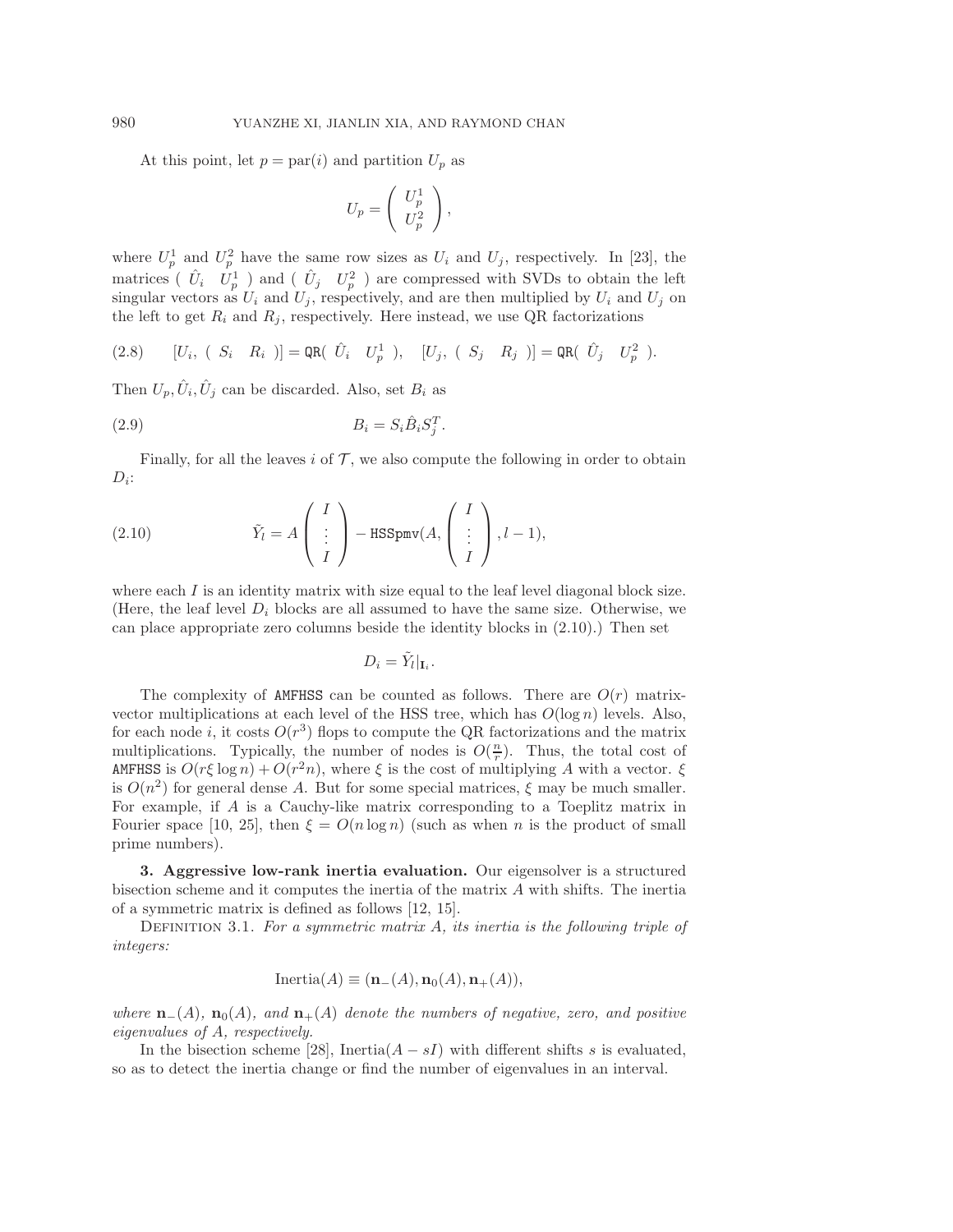At this point, let $p = \text{par}(i)$ and partition $U_p$ as

$$U_p = \begin{pmatrix} U_p^1 \\ U_p^2 \end{pmatrix},$$

where $U_p^1$ and $U_p^2$ have the same row sizes as $U_i$ and $U_j$, respectively. In [23], the matrices $\begin{pmatrix} \hat{U}_i & U_p^1 \end{pmatrix}$ and $\begin{pmatrix} \hat{U}_j & U_p^2 \end{pmatrix}$ are compressed with SVDs to obtain the left singular vectors as $U_i$ and $U_j$, respectively, and are then multiplied by $U_i$ and $U_j$ on the left to get $R_i$ and $R_j$, respectively. Here instead, we use QR factorizations

$$[U_i, \begin{pmatrix} S_i & R_i \end{pmatrix}] = \texttt{QR}(\begin{pmatrix} \hat{U}_i & U_p^1 \end{pmatrix}), \quad [U_j, \begin{pmatrix} S_j & R_j \end{pmatrix}] = \texttt{QR}(\begin{pmatrix} \hat{U}_j & U_p^2 \end{pmatrix}). \tag{2.8}$$

Then $U_p, \hat{U}_i, \hat{U}_j$ can be discarded. Also, set $B_i$ as

$$B_i = S_i \hat{B}_i S_j^T. \tag{2.9}$$

Finally, for all the leaves $i$ of $\mathcal{T}$, we also compute the following in order to obtain $D_i$:

$$\tilde{Y}_l = A \begin{pmatrix} I \\ \vdots \\ I \end{pmatrix} - \texttt{HSSpmv}(A, \begin{pmatrix} I \\ \vdots \\ I \end{pmatrix}, l-1), \tag{2.10}$$

where each $I$ is an identity matrix with size equal to the leaf level diagonal block size. (Here, the leaf level $D_i$ blocks are all assumed to have the same size. Otherwise, we can place appropriate zero columns beside the identity blocks in (2.10).) Then set

$$D_i = \tilde{Y}_l|_{\mathbf{I}_i}.$$

The complexity of AMFHSS can be counted as follows. There are $O(r)$ matrix-vector multiplications at each level of the HSS tree, which has $O(\log n)$ levels. Also, for each node $i$, it costs $O(r^3)$ flops to compute the QR factorizations and the matrix multiplications. Typically, the number of nodes is $O(\frac{n}{r})$. Thus, the total cost of AMFHSS is $O(r\xi \log n) + O(r^2 n)$, where $\xi$ is the cost of multiplying $A$ with a vector. $\xi$ is $O(n^2)$ for general dense $A$. But for some special matrices, $\xi$ may be much smaller. For example, if $A$ is a Cauchy-like matrix corresponding to a Toeplitz matrix in Fourier space [10, 25], then $\xi = O(n \log n)$ (such as when $n$ is the product of small prime numbers).

## 3. Aggressive low-rank inertia evaluation.

Our eigensolver is a structured bisection scheme and it computes the inertia of the matrix $A$ with shifts. The inertia of a symmetric matrix is defined as follows [12, 15].

Definition 3.1. *For a symmetric matrix $A$, its inertia is the following triple of integers:*

$$\text{Inertia}(A) \equiv (\mathbf{n}_-(A), \mathbf{n}_0(A), \mathbf{n}_+(A)),$$

*where $\mathbf{n}_-(A)$, $\mathbf{n}_0(A)$, and $\mathbf{n}_+(A)$ denote the numbers of negative, zero, and positive eigenvalues of $A$, respectively.*

In the bisection scheme [28], $\text{Inertia}(A - sI)$ with different shifts $s$ is evaluated, so as to detect the inertia change or find the number of eigenvalues in an interval.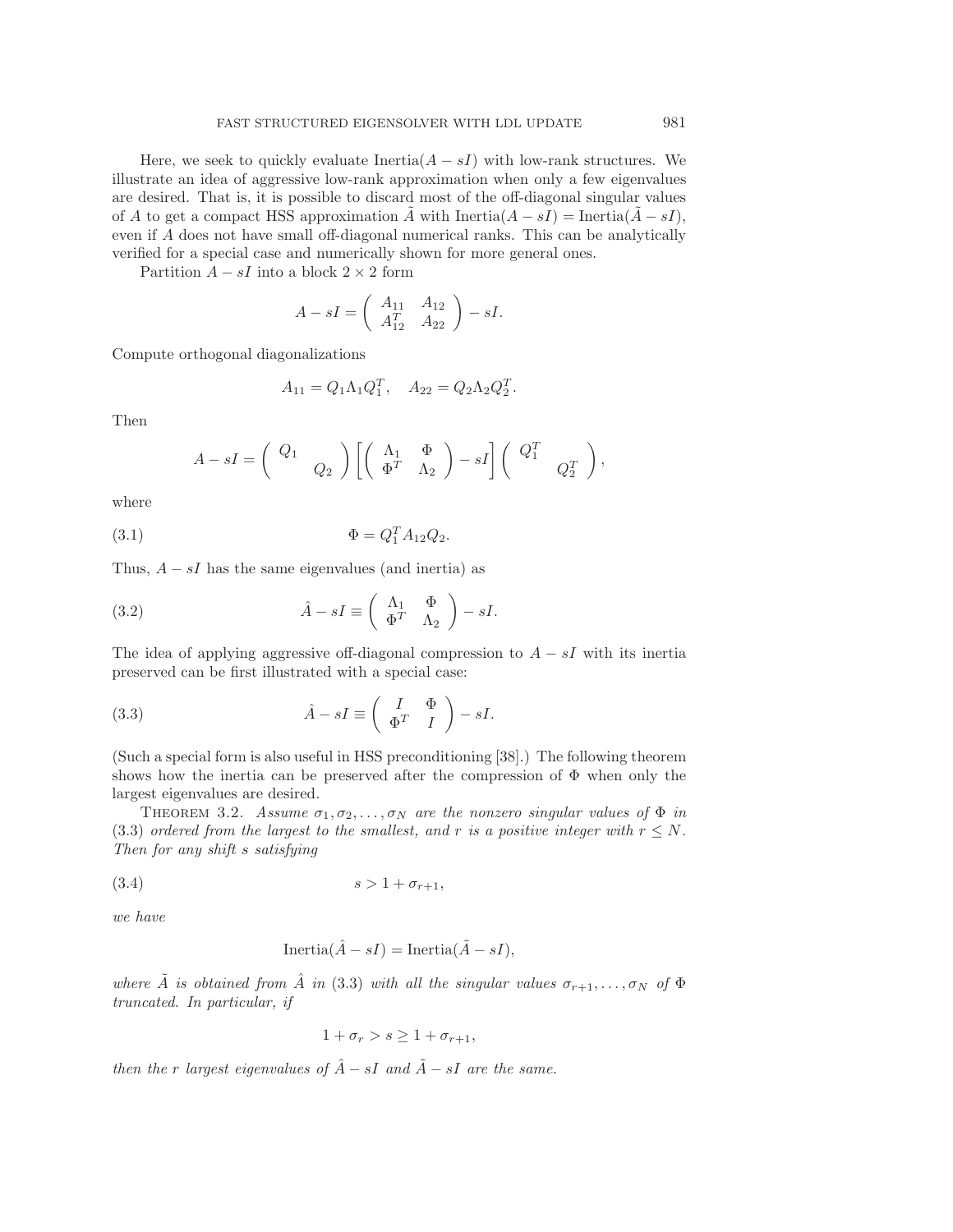Here, we seek to quickly evaluate $\text{Inertia}(A - sI)$ with low-rank structures. We illustrate an idea of aggressive low-rank approximation when only a few eigenvalues are desired. That is, it is possible to discard most of the off-diagonal singular values of $A$ to get a compact HSS approximation $\tilde{A}$ with $\text{Inertia}(A - sI) = \text{Inertia}(\tilde{A} - sI)$, even if $A$ does not have small off-diagonal numerical ranks. This can be analytically verified for a special case and numerically shown for more general ones.

Partition $A - sI$ into a block $2 \times 2$ form

$$A - sI = \begin{pmatrix} A_{11} & A_{12} \\ A_{12}^T & A_{22} \end{pmatrix} - sI.$$

Compute orthogonal diagonalizations

$$A_{11} = Q_1 \Lambda_1 Q_1^T, \quad A_{22} = Q_2 \Lambda_2 Q_2^T.$$

Then

$$A - sI = \begin{pmatrix} Q_1 & \\ & Q_2 \end{pmatrix} \left[ \begin{pmatrix} \Lambda_1 & \Phi \\ \Phi^T & \Lambda_2 \end{pmatrix} - sI \right] \begin{pmatrix} Q_1^T & \\ & Q_2^T \end{pmatrix},$$

where

$$\Phi = Q_1^T A_{12} Q_2. \tag{3.1}$$

Thus, $A - sI$ has the same eigenvalues (and inertia) as

$$\hat{A} - sI \equiv \begin{pmatrix} \Lambda_1 & \Phi \\ \Phi^T & \Lambda_2 \end{pmatrix} - sI. \tag{3.2}$$

The idea of applying aggressive off-diagonal compression to $A - sI$ with its inertia preserved can be first illustrated with a special case:

$$\hat{A} - sI \equiv \begin{pmatrix} I & \Phi \\ \Phi^T & I \end{pmatrix} - sI. \tag{3.3}$$

(Such a special form is also useful in HSS preconditioning [38].) The following theorem shows how the inertia can be preserved after the compression of $\Phi$ when only the largest eigenvalues are desired.

THEOREM 3.2. *Assume $\sigma_1, \sigma_2, \ldots, \sigma_N$ are the nonzero singular values of $\Phi$ in* (3.3) *ordered from the largest to the smallest, and $r$ is a positive integer with $r \le N$. Then for any shift $s$ satisfying*

$$s > 1 + \sigma_{r+1}, \tag{3.4}$$

*we have*

$$\text{Inertia}(\hat{A} - sI) = \text{Inertia}(\tilde{A} - sI),$$

*where $\tilde{A}$ is obtained from $\hat{A}$ in* (3.3) *with all the singular values $\sigma_{r+1}, \ldots, \sigma_N$ of $\Phi$ truncated. In particular, if*

$$1 + \sigma_r > s \ge 1 + \sigma_{r+1},$$

*then the $r$ largest eigenvalues of $\hat{A} - sI$ and $\tilde{A} - sI$ are the same.*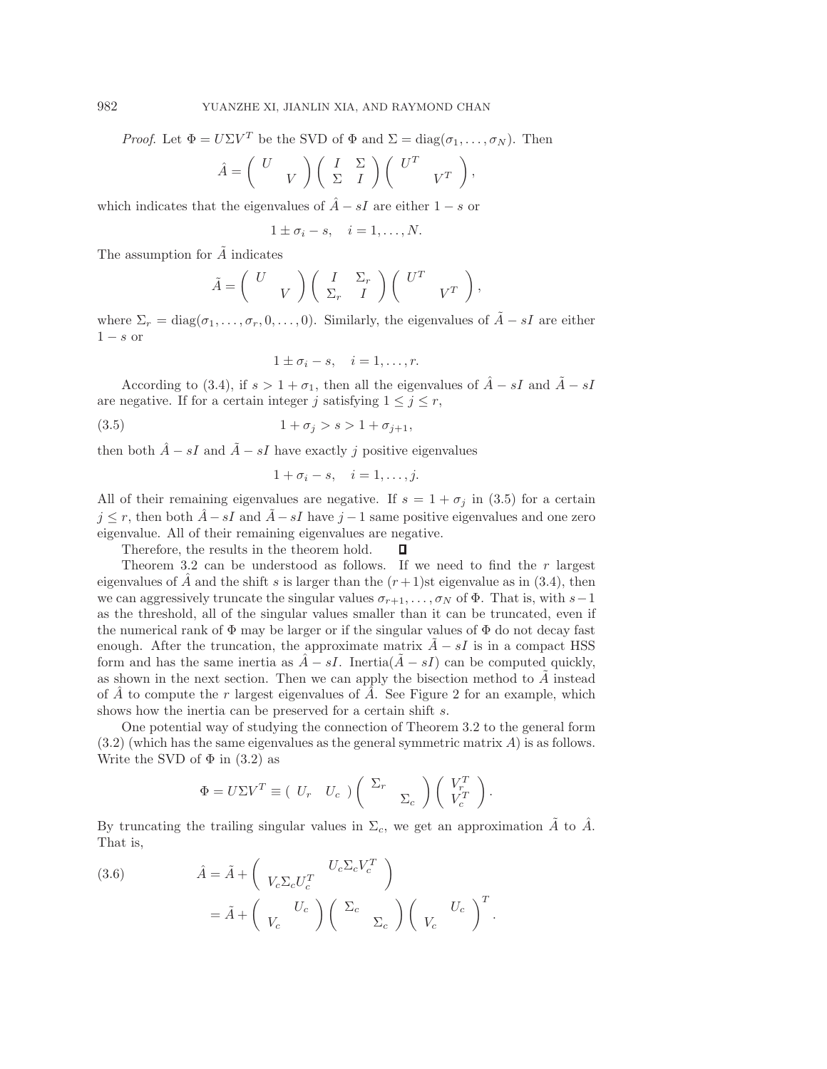*Proof.* Let $\Phi = U\Sigma V^T$ be the SVD of $\Phi$ and $\Sigma = \operatorname{diag}(\sigma_1, \ldots, \sigma_N)$. Then

$$\hat{A} = \begin{pmatrix} U & \\ & V \end{pmatrix} \begin{pmatrix} I & \Sigma \\ \Sigma & I \end{pmatrix} \begin{pmatrix} U^T & \\ & V^T \end{pmatrix},$$

which indicates that the eigenvalues of $\hat{A} - sI$ are either $1 - s$ or

$$1 \pm \sigma_i - s, \quad i = 1, \ldots, N.$$

The assumption for $\tilde{A}$ indicates

$$\tilde{A} = \begin{pmatrix} U & \\ & V \end{pmatrix} \begin{pmatrix} I & \Sigma_r \\ \Sigma_r & I \end{pmatrix} \begin{pmatrix} U^T & \\ & V^T \end{pmatrix},$$

where $\Sigma_r = \operatorname{diag}(\sigma_1, \ldots, \sigma_r, 0, \ldots, 0)$. Similarly, the eigenvalues of $\tilde{A} - sI$ are either $1 - s$ or

$$1 \pm \sigma_i - s, \quad i = 1, \ldots, r.$$

According to (3.4), if $s > 1 + \sigma_1$, then all the eigenvalues of $\hat{A} - sI$ and $\tilde{A} - sI$ are negative. If for a certain integer $j$ satisfying $1 \leq j \leq r$,

$$1 + \sigma_j > s > 1 + \sigma_{j+1}, \tag{3.5}$$

then both $\hat{A} - sI$ and $\tilde{A} - sI$ have exactly $j$ positive eigenvalues

$$1 + \sigma_i - s, \quad i = 1, \ldots, j.$$

All of their remaining eigenvalues are negative. If $s = 1 + \sigma_j$ in (3.5) for a certain $j \leq r$, then both $\hat{A} - sI$ and $\tilde{A} - sI$ have $j - 1$ same positive eigenvalues and one zero eigenvalue. All of their remaining eigenvalues are negative.

Therefore, the results in the theorem hold. ∎

Theorem 3.2 can be understood as follows. If we need to find the $r$ largest eigenvalues of $\hat{A}$ and the shift $s$ is larger than the $(r+1)$st eigenvalue as in (3.4), then we can aggressively truncate the singular values $\sigma_{r+1}, \ldots, \sigma_N$ of $\Phi$. That is, with $s - 1$ as the threshold, all of the singular values smaller than it can be truncated, even if the numerical rank of $\Phi$ may be larger or if the singular values of $\Phi$ do not decay fast enough. After the truncation, the approximate matrix $\tilde{A} - sI$ is in a compact HSS form and has the same inertia as $\hat{A} - sI$. $\operatorname{Inertia}(\tilde{A} - sI)$ can be computed quickly, as shown in the next section. Then we can apply the bisection method to $\tilde{A}$ instead of $\hat{A}$ to compute the $r$ largest eigenvalues of $\hat{A}$. See Figure 2 for an example, which shows how the inertia can be preserved for a certain shift $s$.

One potential way of studying the connection of Theorem 3.2 to the general form (3.2) (which has the same eigenvalues as the general symmetric matrix $A$) is as follows. Write the SVD of $\Phi$ in (3.2) as

$$\Phi = U\Sigma V^T \equiv \begin{pmatrix} U_r & U_c \end{pmatrix} \begin{pmatrix} \Sigma_r & \\ & \Sigma_c \end{pmatrix} \begin{pmatrix} V_r^T \\ V_c^T \end{pmatrix}.$$

By truncating the trailing singular values in $\Sigma_c$, we get an approximation $\tilde{A}$ to $\hat{A}$. That is,

$$\begin{aligned} \hat{A} &= \tilde{A} + \begin{pmatrix} & U_c \Sigma_c V_c^T \\ V_c \Sigma_c U_c^T & \end{pmatrix} \\ &= \tilde{A} + \begin{pmatrix} & U_c \\ V_c & \end{pmatrix} \begin{pmatrix} \Sigma_c & \\ & \Sigma_c \end{pmatrix} \begin{pmatrix} & U_c \\ V_c & \end{pmatrix}^T. \end{aligned} \tag{3.6}$$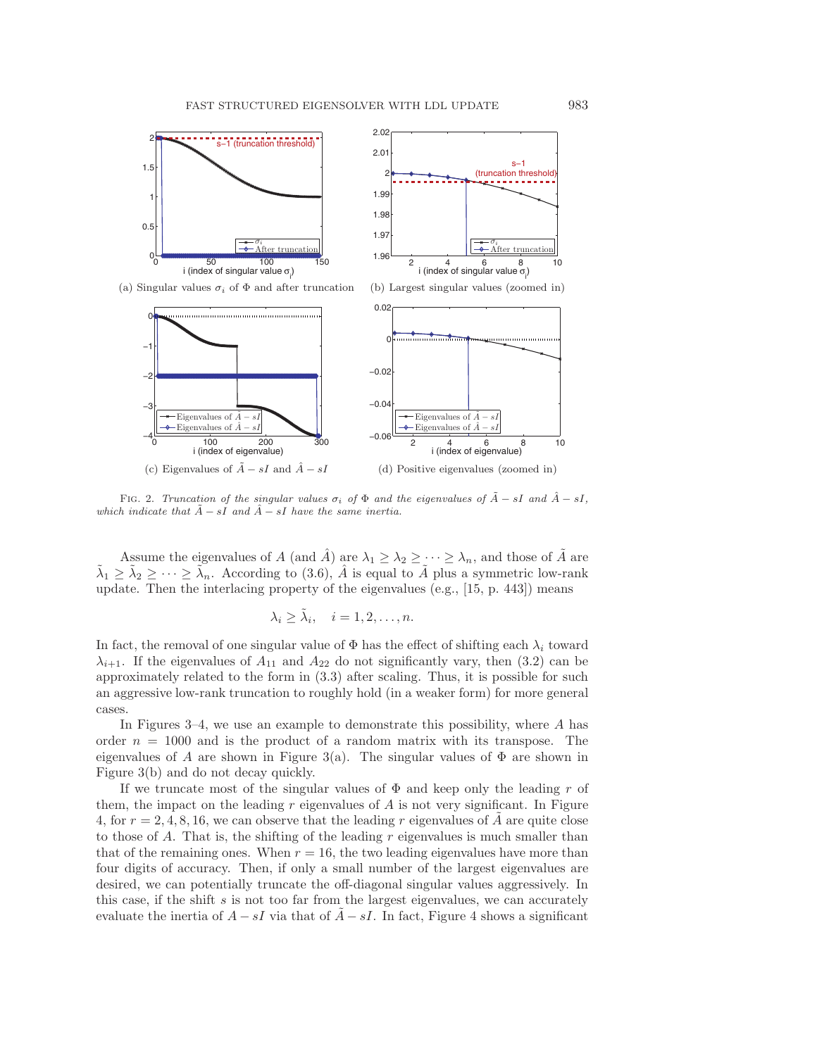(a) Singular values $\sigma_i$ of $\Phi$ and after truncation

(b) Largest singular values (zoomed in)

(c) Eigenvalues of $\tilde{A} - sI$ and $\hat{A} - sI$

(d) Positive eigenvalues (zoomed in)

FIG. 2. *Truncation of the singular values $\sigma_i$ of $\Phi$ and the eigenvalues of $\tilde{A} - sI$ and $\hat{A} - sI$, which indicate that $\tilde{A} - sI$ and $\hat{A} - sI$ have the same inertia.*

Assume the eigenvalues of $A$ (and $\hat{A}$) are $\lambda_1 \geq \lambda_2 \geq \cdots \geq \lambda_n$, and those of $\tilde{A}$ are $\tilde{\lambda}_1 \geq \tilde{\lambda}_2 \geq \cdots \geq \tilde{\lambda}_n$. According to (3.6), $\hat{A}$ is equal to $\tilde{A}$ plus a symmetric low-rank update. Then the interlacing property of the eigenvalues (e.g., [15, p. 443]) means

$$\lambda_i \geq \tilde{\lambda}_i, \quad i = 1, 2, \ldots, n.$$

In fact, the removal of one singular value of $\Phi$ has the effect of shifting each $\lambda_i$ toward $\lambda_{i+1}$. If the eigenvalues of $A_{11}$ and $A_{22}$ do not significantly vary, then (3.2) can be approximately related to the form in (3.3) after scaling. Thus, it is possible for such an aggressive low-rank truncation to roughly hold (in a weaker form) for more general cases.

In Figures 3–4, we use an example to demonstrate this possibility, where $A$ has order $n = 1000$ and is the product of a random matrix with its transpose. The eigenvalues of $A$ are shown in Figure 3(a). The singular values of $\Phi$ are shown in Figure 3(b) and do not decay quickly.

If we truncate most of the singular values of $\Phi$ and keep only the leading $r$ of them, the impact on the leading $r$ eigenvalues of $A$ is not very significant. In Figure 4, for $r = 2, 4, 8, 16$, we can observe that the leading $r$ eigenvalues of $\tilde{A}$ are quite close to those of $A$. That is, the shifting of the leading $r$ eigenvalues is much smaller than that of the remaining ones. When $r = 16$, the two leading eigenvalues have more than four digits of accuracy. Then, if only a small number of the largest eigenvalues are desired, we can potentially truncate the off-diagonal singular values aggressively. In this case, if the shift $s$ is not too far from the largest eigenvalues, we can accurately evaluate the inertia of $A - sI$ via that of $\tilde{A} - sI$. In fact, Figure 4 shows a significant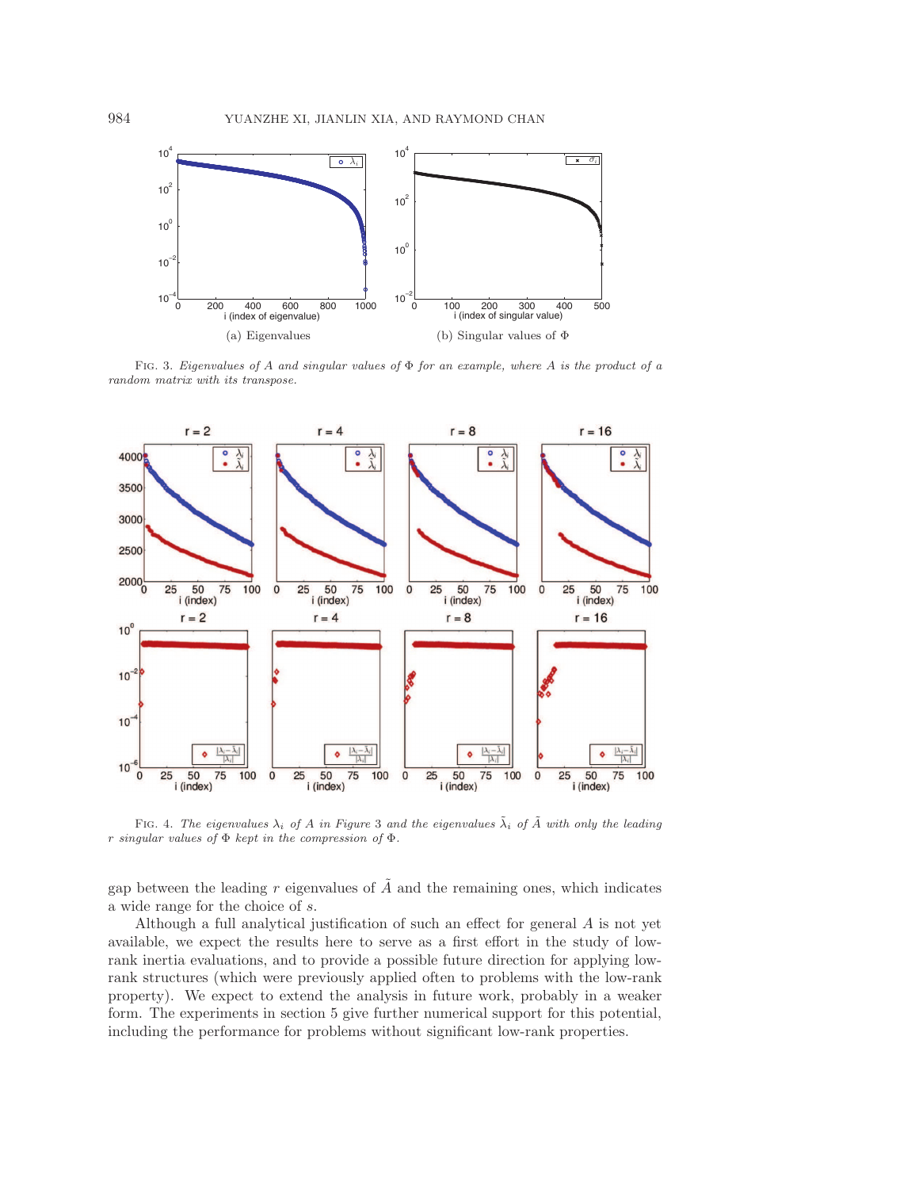(a) Eigenvalues

(b) Singular values of $\Phi$

FIG. 3. *Eigenvalues of $A$ and singular values of $\Phi$ for an example, where $A$ is the product of a random matrix with its transpose.*

FIG. 4. *The eigenvalues $\lambda_i$ of $A$ in Figure 3 and the eigenvalues $\tilde{\lambda}_i$ of $\tilde{A}$ with only the leading $r$ singular values of $\Phi$ kept in the compression of $\Phi$.*

gap between the leading $r$ eigenvalues of $\tilde{A}$ and the remaining ones, which indicates a wide range for the choice of $s$.

Although a full analytical justification of such an effect for general $A$ is not yet available, we expect the results here to serve as a first effort in the study of low-rank inertia evaluations, and to provide a possible future direction for applying low-rank structures (which were previously applied often to problems with the low-rank property). We expect to extend the analysis in future work, probably in a weaker form. The experiments in section 5 give further numerical support for this potential, including the performance for problems without significant low-rank properties.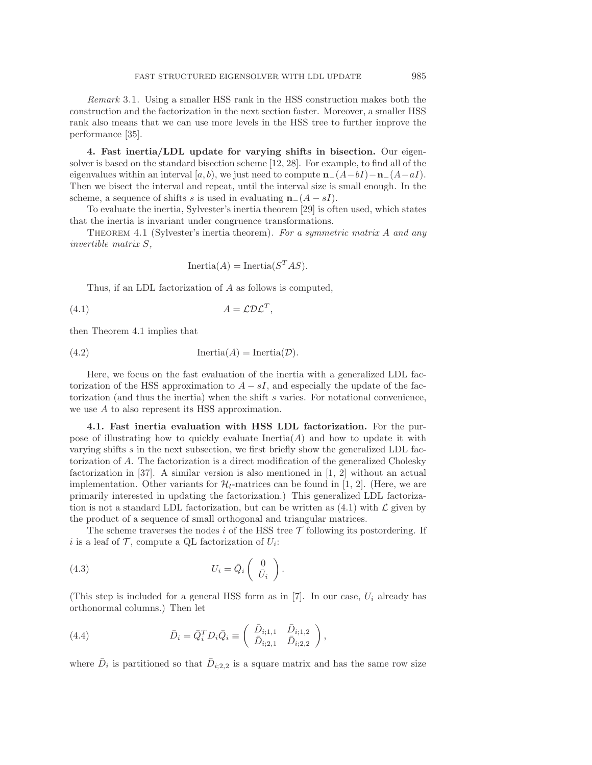*Remark* 3.1. Using a smaller HSS rank in the HSS construction makes both the construction and the factorization in the next section faster. Moreover, a smaller HSS rank also means that we can use more levels in the HSS tree to further improve the performance [35].

## 4. Fast inertia/LDL update for varying shifts in bisection.

Our eigensolver is based on the standard bisection scheme [12, 28]. For example, to find all of the eigenvalues within an interval $[a, b)$, we just need to compute $\mathbf{n}_-(A-bI)-\mathbf{n}_-(A-aI)$. Then we bisect the interval and repeat, until the interval size is small enough. In the scheme, a sequence of shifts $s$ is used in evaluating $\mathbf{n}_-(A-sI)$.

To evaluate the inertia, Sylvester's inertia theorem [29] is often used, which states that the inertia is invariant under congruence transformations.

Theorem 4.1 (Sylvester's inertia theorem). *For a symmetric matrix $A$ and any invertible matrix $S$,*

$$\text{Inertia}(A) = \text{Inertia}(S^T AS).$$

Thus, if an LDL factorization of $A$ as follows is computed,

$$A = \mathcal{L}\mathcal{D}\mathcal{L}^T, \tag{4.1}$$

then Theorem 4.1 implies that

$$\text{Inertia}(A) = \text{Inertia}(\mathcal{D}). \tag{4.2}$$

Here, we focus on the fast evaluation of the inertia with a generalized LDL factorization of the HSS approximation to $A - sI$, and especially the update of the factorization (and thus the inertia) when the shift $s$ varies. For notational convenience, we use $A$ to also represent its HSS approximation.

### 4.1. Fast inertia evaluation with HSS LDL factorization.

For the purpose of illustrating how to quickly evaluate Inertia($A$) and how to update it with varying shifts $s$ in the next subsection, we first briefly show the generalized LDL factorization of $A$. The factorization is a direct modification of the generalized Cholesky factorization in [37]. A similar version is also mentioned in [1, 2] without an actual implementation. Other variants for $\mathcal{H}_l$-matrices can be found in [1, 2]. (Here, we are primarily interested in updating the factorization.) This generalized LDL factorization is not a standard LDL factorization, but can be written as (4.1) with $\mathcal{L}$ given by the product of a sequence of small orthogonal and triangular matrices.

The scheme traverses the nodes $i$ of the HSS tree $\mathcal{T}$ following its postordering. If $i$ is a leaf of $\mathcal{T}$, compute a QL factorization of $U_i$:

$$U_i = \bar{Q}_i \begin{pmatrix} 0 \\ \bar{U}_i \end{pmatrix}. \tag{4.3}$$

(This step is included for a general HSS form as in [7]. In our case, $U_i$ already has orthonormal columns.) Then let

$$\bar{D}_i = \bar{Q}_i^T D_i \bar{Q}_i \equiv \begin{pmatrix} \bar{D}_{i;1,1} & \bar{D}_{i;1,2} \\ \bar{D}_{i;2,1} & \bar{D}_{i;2,2} \end{pmatrix}, \tag{4.4}$$

where $\bar{D}_i$ is partitioned so that $\bar{D}_{i;2,2}$ is a square matrix and has the same row size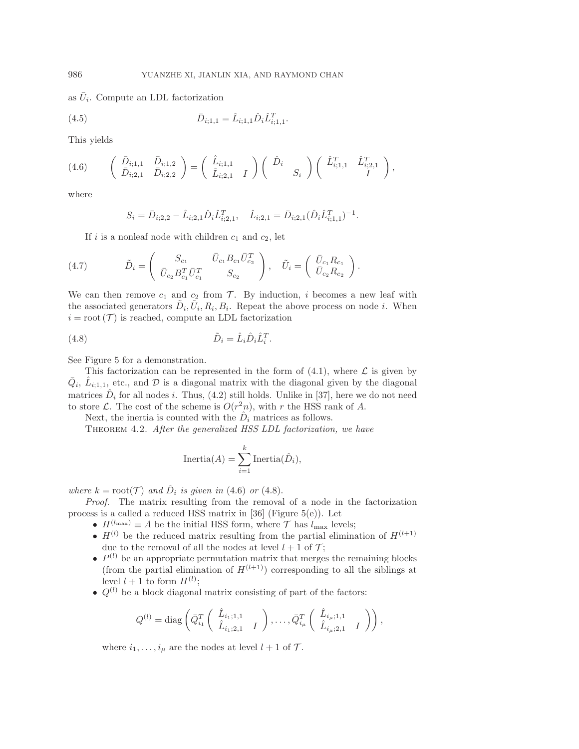as $\bar{U}_i$. Compute an LDL factorization

$$\bar{D}_{i;1,1} = \hat{L}_{i;1,1}\hat{D}_i\hat{L}_{i;1,1}^T. \tag{4.5}$$

This yields

$$\begin{pmatrix} \bar{D}_{i;1,1} & \bar{D}_{i;1,2} \\ \bar{D}_{i;2,1} & \bar{D}_{i;2,2} \end{pmatrix} = \begin{pmatrix} \hat{L}_{i;1,1} & \\ \hat{L}_{i;2,1} & I \end{pmatrix} \begin{pmatrix} \hat{D}_i & \\ & S_i \end{pmatrix} \begin{pmatrix} \hat{L}_{i;1,1}^T & \hat{L}_{i;2,1}^T \\ & I \end{pmatrix}, \tag{4.6}$$

where

$$S_i = \bar{D}_{i;2,2} - \hat{L}_{i;2,1}\hat{D}_i\hat{L}_{i;2,1}^T, \quad \hat{L}_{i;2,1} = \bar{D}_{i;2,1}(\hat{D}_i\hat{L}_{i;1,1}^T)^{-1}.$$

If $i$ is a nonleaf node with children $c_1$ and $c_2$, let

$$\tilde{D}_i = \begin{pmatrix} S_{c_1} & \bar{U}_{c_1}B_{c_1}\bar{U}_{c_2}^T \\ \bar{U}_{c_2}B_{c_1}^T\bar{U}_{c_1}^T & S_{c_2} \end{pmatrix}, \quad \tilde{U}_i = \begin{pmatrix} \bar{U}_{c_1}R_{c_1} \\ \bar{U}_{c_2}R_{c_2} \end{pmatrix}. \tag{4.7}$$

We can then remove $c_1$ and $c_2$ from $\mathcal{T}$. By induction, $i$ becomes a new leaf with the associated generators $\tilde{D}_i, \tilde{U}_i, R_i, B_i$. Repeat the above process on node $i$. When $i = \text{root}(\mathcal{T})$ is reached, compute an LDL factorization

$$\tilde{D}_i = \hat{L}_i\hat{D}_i\hat{L}_i^T. \tag{4.8}$$

See Figure 5 for a demonstration.

This factorization can be represented in the form of (4.1), where $\mathcal{L}$ is given by $\bar{Q}_i$, $\hat{L}_{i;1,1}$, etc., and $\mathcal{D}$ is a diagonal matrix with the diagonal given by the diagonal matrices $\hat{D}_i$ for all nodes $i$. Thus, (4.2) still holds. Unlike in [37], here we do not need to store $\mathcal{L}$. The cost of the scheme is $O(r^2n)$, with $r$ the HSS rank of $A$.

Next, the inertia is counted with the $\hat{D}_i$ matrices as follows.

THEOREM 4.2. *After the generalized HSS LDL factorization, we have*

$$\text{Inertia}(A) = \sum_{i=1}^{k} \text{Inertia}(\hat{D}_i),$$

*where $k = \text{root}(\mathcal{T})$ and $\hat{D}_i$ is given in* (4.6) *or* (4.8).

*Proof.* The matrix resulting from the removal of a node in the factorization process is a called a reduced HSS matrix in [36] (Figure 5(e)). Let

- $H^{(l_{\max})} \equiv A$ be the initial HSS form, where $\mathcal{T}$ has $l_{\max}$ levels;
- $H^{(l)}$ be the reduced matrix resulting from the partial elimination of $H^{(l+1)}$ due to the removal of all the nodes at level $l+1$ of $\mathcal{T}$;
- $P^{(l)}$ be an appropriate permutation matrix that merges the remaining blocks (from the partial elimination of $H^{(l+1)}$) corresponding to all the siblings at level $l+1$ to form $H^{(l)}$;
- $Q^{(l)}$ be a block diagonal matrix consisting of part of the factors:

$$Q^{(l)} = \text{diag}\left(\bar{Q}_{i_1}^T \begin{pmatrix} \hat{L}_{i_1;1,1} & \\ \hat{L}_{i_1;2,1} & I \end{pmatrix}, \ldots, \bar{Q}_{i_\mu}^T \begin{pmatrix} \hat{L}_{i_\mu;1,1} & \\ \hat{L}_{i_\mu;2,1} & I \end{pmatrix}\right),$$

  where $i_1, \ldots, i_\mu$ are the nodes at level $l+1$ of $\mathcal{T}$.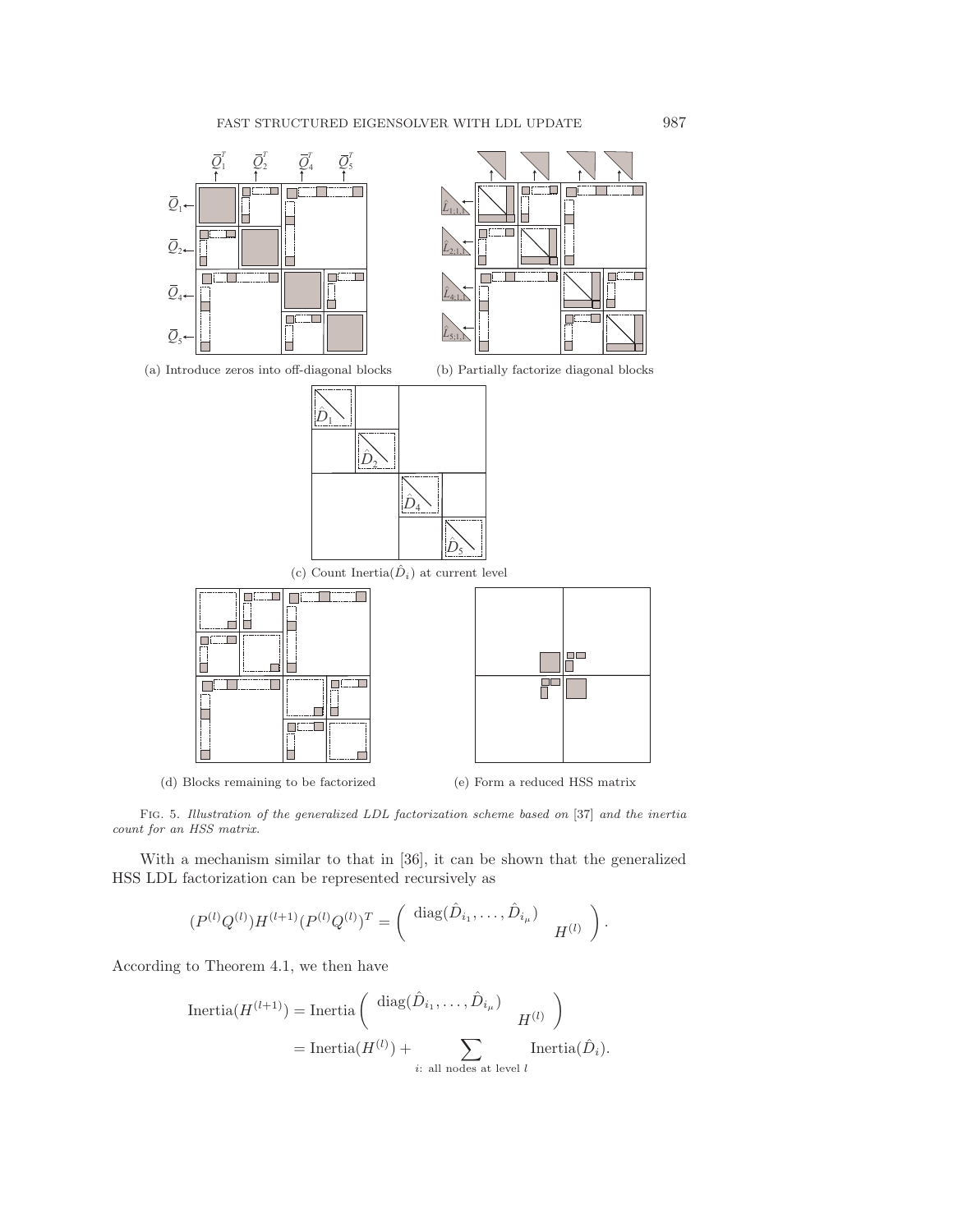(a) Introduce zeros into off-diagonal blocks

(b) Partially factorize diagonal blocks

(c) Count Inertia($\hat{D}_i$) at current level

(d) Blocks remaining to be factorized

(e) Form a reduced HSS matrix

Fig. 5. *Illustration of the generalized LDL factorization scheme based on* [37] *and the inertia count for an HSS matrix.*

With a mechanism similar to that in [36], it can be shown that the generalized HSS LDL factorization can be represented recursively as

$$(P^{(l)}Q^{(l)})H^{(l+1)}(P^{(l)}Q^{(l)})^T = \begin{pmatrix} \operatorname{diag}(\hat{D}_{i_1}, \ldots, \hat{D}_{i_\mu}) & \\ & H^{(l)} \end{pmatrix}.$$

According to Theorem 4.1, we then have

$$\begin{aligned} \operatorname{Inertia}(H^{(l+1)}) &= \operatorname{Inertia}\begin{pmatrix} \operatorname{diag}(\hat{D}_{i_1}, \ldots, \hat{D}_{i_\mu}) & \\ & H^{(l)} \end{pmatrix} \\ &= \operatorname{Inertia}(H^{(l)}) + \sum_{i:\ \text{all nodes at level } l} \operatorname{Inertia}(\hat{D}_i). \end{aligned}$$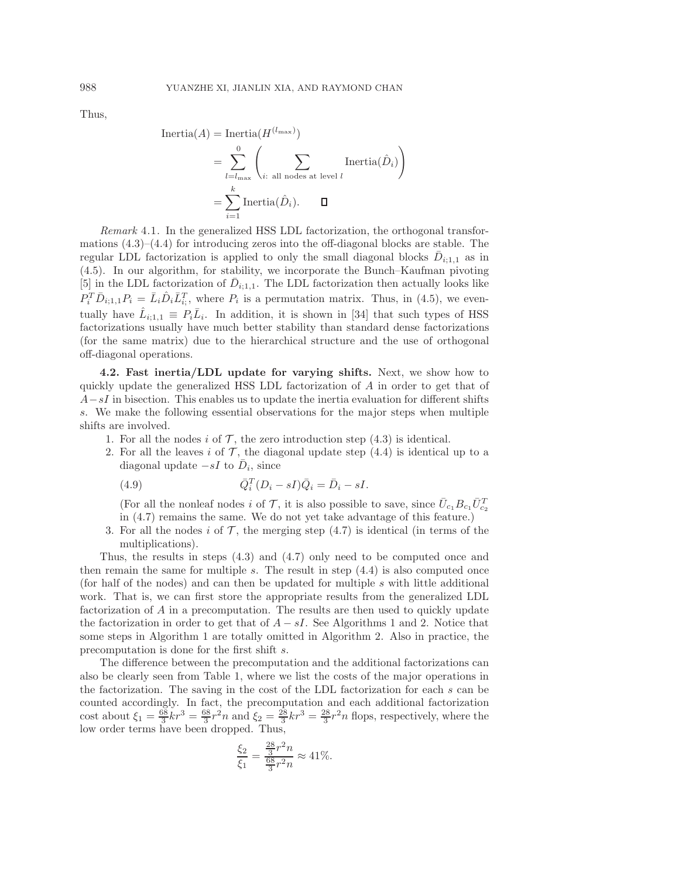Thus,

$$
\begin{aligned}
\text{Inertia}(A) &= \text{Inertia}(H^{(l_{\max})}) \\
&= \sum_{l=l_{\max}}^{0} \left( \sum_{i:\ \text{all nodes at level } l} \text{Inertia}(\hat{D}_i) \right) \\
&= \sum_{i=1}^{k} \text{Inertia}(\hat{D}_i). \qquad \square
\end{aligned}
$$

*Remark* 4.1. In the generalized HSS LDL factorization, the orthogonal transformations (4.3)–(4.4) for introducing zeros into the off-diagonal blocks are stable. The regular LDL factorization is applied to only the small diagonal blocks $\bar{D}_{i;1,1}$ as in (4.5). In our algorithm, for stability, we incorporate the Bunch–Kaufman pivoting [5] in the LDL factorization of $\bar{D}_{i;1,1}$. The LDL factorization then actually looks like $P_i^T \bar{D}_{i;1,1} P_i = \bar{L}_i \hat{D}_i \bar{L}_{i;}^T$, where $P_i$ is a permutation matrix. Thus, in (4.5), we eventually have $\hat{L}_{i;1,1} \equiv P_i \bar{L}_i$. In addition, it is shown in [34] that such types of HSS factorizations usually have much better stability than standard dense factorizations (for the same matrix) due to the hierarchical structure and the use of orthogonal off-diagonal operations.

**4.2. Fast inertia/LDL update for varying shifts.** Next, we show how to quickly update the generalized HSS LDL factorization of $A$ in order to get that of $A - sI$ in bisection. This enables us to update the inertia evaluation for different shifts $s$. We make the following essential observations for the major steps when multiple shifts are involved.

1. For all the nodes $i$ of $\mathcal{T}$, the zero introduction step (4.3) is identical.
2. For all the leaves $i$ of $\mathcal{T}$, the diagonal update step (4.4) is identical up to a diagonal update $-sI$ to $\bar{D}_i$, since

$$
\bar{Q}_i^T (D_i - sI) \bar{Q}_i = \bar{D}_i - sI. \tag{4.9}
$$

   (For all the nonleaf nodes $i$ of $\mathcal{T}$, it is also possible to save, since $\bar{U}_{c_1} B_{c_1} \bar{U}_{c_2}^T$ in (4.7) remains the same. We do not yet take advantage of this feature.)
3. For all the nodes $i$ of $\mathcal{T}$, the merging step (4.7) is identical (in terms of the multiplications).

Thus, the results in steps (4.3) and (4.7) only need to be computed once and then remain the same for multiple $s$. The result in step (4.4) is also computed once (for half of the nodes) and can then be updated for multiple $s$ with little additional work. That is, we can first store the appropriate results from the generalized LDL factorization of $A$ in a precomputation. The results are then used to quickly update the factorization in order to get that of $A - sI$. See Algorithms 1 and 2. Notice that some steps in Algorithm 1 are totally omitted in Algorithm 2. Also in practice, the precomputation is done for the first shift $s$.

The difference between the precomputation and the additional factorizations can also be clearly seen from Table 1, where we list the costs of the major operations in the factorization. The saving in the cost of the LDL factorization for each $s$ can be counted accordingly. In fact, the precomputation and each additional factorization cost about $\xi_1 = \frac{68}{3} kr^3 = \frac{68}{3} r^2 n$ and $\xi_2 = \frac{28}{3} kr^3 = \frac{28}{3} r^2 n$ flops, respectively, where the low order terms have been dropped. Thus,

$$
\frac{\xi_2}{\xi_1} = \frac{\frac{28}{3} r^2 n}{\frac{68}{3} r^2 n} \approx 41\%.
$$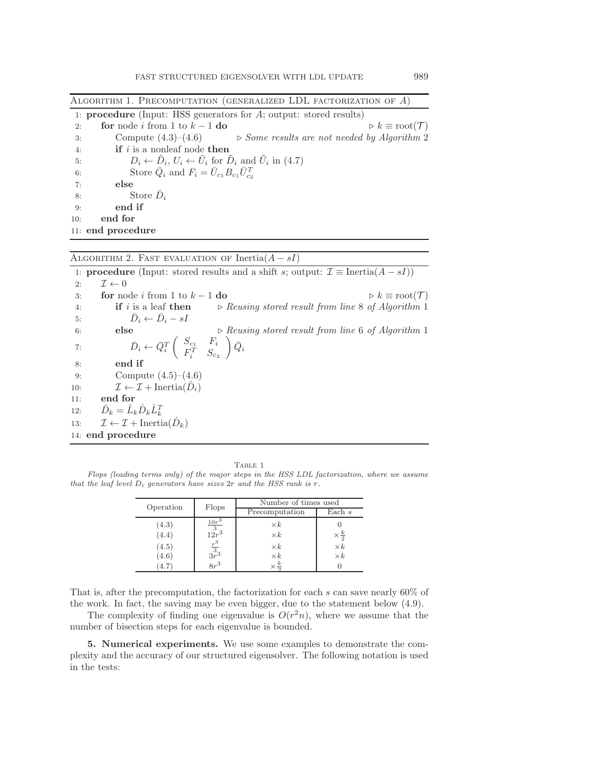**Algorithm 1. Precomputation (generalized LDL factorization of $A$)**

```
1:  procedure (Input: HSS generators for A; output: stored results)
2:      for node i from 1 to k − 1 do                          ▷ k ≡ root(T)
3:          Compute (4.3)–(4.6)          ▷ Some results are not needed by Algorithm 2
4:          if i is a nonleaf node then
5:              D_i ← D̃_i, U_i ← Ũ_i for D̃_i and Ũ_i in (4.7)
6:              Store Q̄_i and F_i = Ū_{c1} B_{c1} Ū_{c2}^T
7:          else
8:              Store D̄_i
9:          end if
10:     end for
11: end procedure
```

**Algorithm 2. Fast evaluation of Inertia($A - sI$)**

```
1:  procedure (Input: stored results and a shift s; output: I ≡ Inertia(A − sI))
2:      I ← 0
3:      for node i from 1 to k − 1 do                          ▷ k ≡ root(T)
4:          if i is a leaf then      ▷ Reusing stored result from line 8 of Algorithm 1
5:              D̄_i ← D̄_i − sI
6:          else                     ▷ Reusing stored result from line 6 of Algorithm 1
7:              D̄_i ← Q̄_i^T ( S_{c1}  F_i ; F_i^T  S_{c2} ) Q̄_i
8:          end if
9:          Compute (4.5)–(4.6)
10:         I ← I + Inertia(D̂_i)
11:     end for
12:     D̄_k = L̂_k D̂_k L̂_k^T
13:     I ← I + Inertia(D̂_k)
14: end procedure
```

Table 1

*Flops (leading terms only) of the major steps in the HSS LDL factorization, where we assume that the leaf level $D_i$ generators have sizes $2r$ and the HSS rank is $r$.*

| Operation | Flops | Number of times used | |
|---|---|---|---|
| | | Precomputation | Each $s$ |
| (4.3) | $\frac{10r^3}{3}$ | $\times k$ | 0 |
| (4.4) | $12r^3$ | $\times k$ | $\times \frac{k}{2}$ |
| (4.5) | $\frac{r^3}{3}$ | $\times k$ | $\times k$ |
| (4.6) | $3r^3$ | $\times k$ | $\times k$ |
| (4.7) | $8r^3$ | $\times \frac{k}{2}$ | 0 |

That is, after the precomputation, the factorization for each $s$ can save nearly 60% of the work. In fact, the saving may be even bigger, due to the statement below (4.9).

The complexity of finding one eigenvalue is $O(r^2 n)$, where we assume that the number of bisection steps for each eigenvalue is bounded.

**5. Numerical experiments.** We use some examples to demonstrate the complexity and the accuracy of our structured eigensolver. The following notation is used in the tests: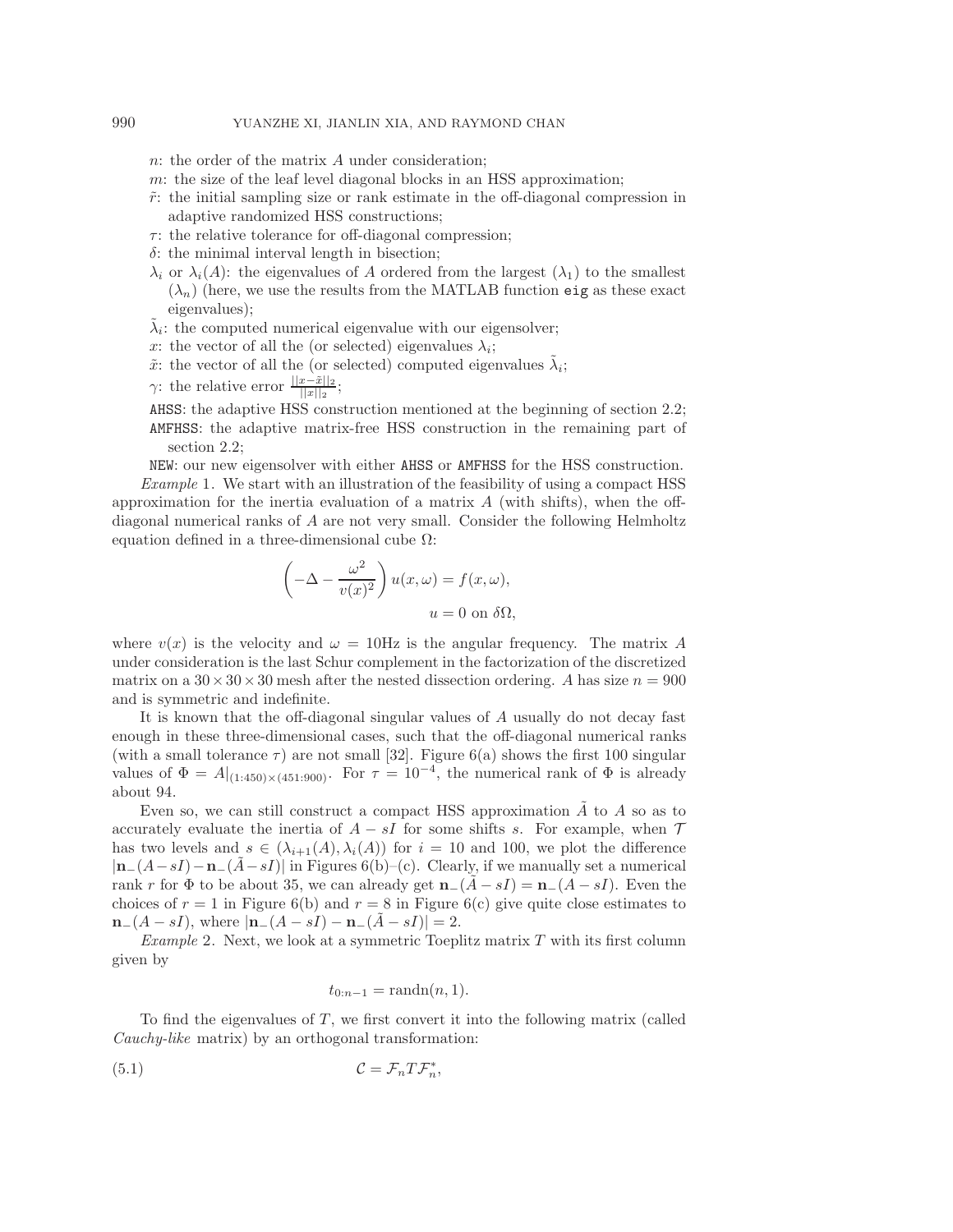- $n$: the order of the matrix $A$ under consideration;
- $m$: the size of the leaf level diagonal blocks in an HSS approximation;
- $\tilde{r}$: the initial sampling size or rank estimate in the off-diagonal compression in adaptive randomized HSS constructions;
- $\tau$: the relative tolerance for off-diagonal compression;
- $\delta$: the minimal interval length in bisection;
- $\lambda_i$ or $\lambda_i(A)$: the eigenvalues of $A$ ordered from the largest ($\lambda_1$) to the smallest ($\lambda_n$) (here, we use the results from the MATLAB function `eig` as these exact eigenvalues);
- $\tilde{\lambda}_i$: the computed numerical eigenvalue with our eigensolver;
- $x$: the vector of all the (or selected) eigenvalues $\lambda_i$;
- $\tilde{x}$: the vector of all the (or selected) computed eigenvalues $\tilde{\lambda}_i$;
- $\gamma$: the relative error $\frac{||x-\tilde{x}||_2}{||x||_2}$;
- AHSS: the adaptive HSS construction mentioned at the beginning of section 2.2;
- AMFHSS: the adaptive matrix-free HSS construction in the remaining part of section 2.2;
- NEW: our new eigensolver with either AHSS or AMFHSS for the HSS construction.

*Example* 1. We start with an illustration of the feasibility of using a compact HSS approximation for the inertia evaluation of a matrix $A$ (with shifts), when the off-diagonal numerical ranks of $A$ are not very small. Consider the following Helmholtz equation defined in a three-dimensional cube $\Omega$:

$$\left(-\Delta - \frac{\omega^2}{v(x)^2}\right) u(x,\omega) = f(x,\omega),$$
$$u = 0 \text{ on } \delta\Omega,$$

where $v(x)$ is the velocity and $\omega = 10$Hz is the angular frequency. The matrix $A$ under consideration is the last Schur complement in the factorization of the discretized matrix on a $30 \times 30 \times 30$ mesh after the nested dissection ordering. $A$ has size $n = 900$ and is symmetric and indefinite.

It is known that the off-diagonal singular values of $A$ usually do not decay fast enough in these three-dimensional cases, such that the off-diagonal numerical ranks (with a small tolerance $\tau$) are not small [32]. Figure 6(a) shows the first 100 singular values of $\Phi = A|_{(1:450)\times(451:900)}$. For $\tau = 10^{-4}$, the numerical rank of $\Phi$ is already about 94.

Even so, we can still construct a compact HSS approximation $\tilde{A}$ to $A$ so as to accurately evaluate the inertia of $A - sI$ for some shifts $s$. For example, when $\mathcal{T}$ has two levels and $s \in (\lambda_{i+1}(A), \lambda_i(A))$ for $i = 10$ and 100, we plot the difference $|\mathbf{n}_-(A-sI) - \mathbf{n}_-(\tilde{A}-sI)|$ in Figures 6(b)–(c). Clearly, if we manually set a numerical rank $r$ for $\Phi$ to be about 35, we can already get $\mathbf{n}_-(\tilde{A}-sI) = \mathbf{n}_-(A-sI)$. Even the choices of $r = 1$ in Figure 6(b) and $r = 8$ in Figure 6(c) give quite close estimates to $\mathbf{n}_-(A-sI)$, where $|\mathbf{n}_-(A-sI) - \mathbf{n}_-(\tilde{A}-sI)| = 2$.

*Example* 2. Next, we look at a symmetric Toeplitz matrix $T$ with its first column given by

$$t_{0:n-1} = \text{randn}(n, 1).$$

To find the eigenvalues of $T$, we first convert it into the following matrix (called *Cauchy-like* matrix) by an orthogonal transformation:

$$\mathcal{C} = \mathcal{F}_n T \mathcal{F}_n^*, \tag{5.1}$$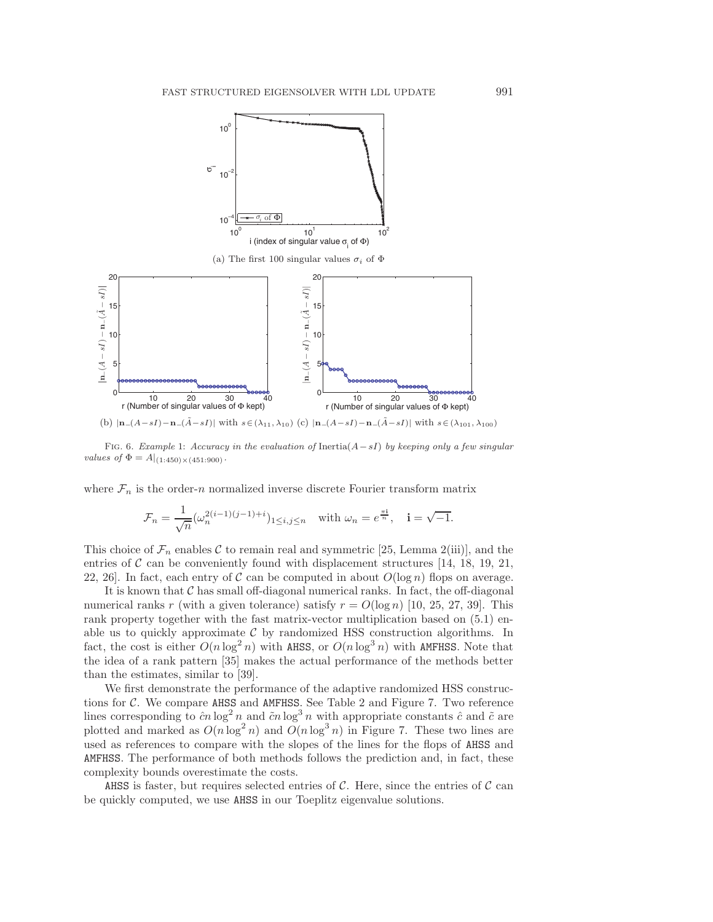(a) The first 100 singular values $\sigma_i$ of $\Phi$

(b) $|\mathbf{n}_-(A-sI)-\mathbf{n}_-(\tilde{A}-sI)|$ with $s\in(\lambda_{11},\lambda_{10})$ (c) $|\mathbf{n}_-(A-sI)-\mathbf{n}_-(\tilde{A}-sI)|$ with $s\in(\lambda_{101},\lambda_{100})$

Fig. 6. *Example* 1: *Accuracy in the evaluation of* $\text{Inertia}(A-sI)$ *by keeping only a few singular values of* $\Phi = A|_{(1:450)\times(451:900)}$.

where $\mathcal{F}_n$ is the order-$n$ normalized inverse discrete Fourier transform matrix

$$\mathcal{F}_n = \frac{1}{\sqrt{n}}(\omega_n^{2(i-1)(j-1)+i})_{1\le i,j\le n} \quad \text{with } \omega_n = e^{\frac{\pi \mathbf{i}}{n}}, \quad \mathbf{i} = \sqrt{-1}.$$

This choice of $\mathcal{F}_n$ enables $\mathcal{C}$ to remain real and symmetric [25, Lemma 2(iii)], and the entries of $\mathcal{C}$ can be conveniently found with displacement structures [14, 18, 19, 21, 22, 26]. In fact, each entry of $\mathcal{C}$ can be computed in about $O(\log n)$ flops on average.

It is known that $\mathcal{C}$ has small off-diagonal numerical ranks. In fact, the off-diagonal numerical ranks $r$ (with a given tolerance) satisfy $r = O(\log n)$ [10, 25, 27, 39]. This rank property together with the fast matrix-vector multiplication based on (5.1) enable us to quickly approximate $\mathcal{C}$ by randomized HSS construction algorithms. In fact, the cost is either $O(n\log^2 n)$ with AHSS, or $O(n\log^3 n)$ with AMFHSS. Note that the idea of a rank pattern [35] makes the actual performance of the methods better than the estimates, similar to [39].

We first demonstrate the performance of the adaptive randomized HSS constructions for $\mathcal{C}$. We compare AHSS and AMFHSS. See Table 2 and Figure 7. Two reference lines corresponding to $\hat{c}n\log^2 n$ and $\tilde{c}n\log^3 n$ with appropriate constants $\hat{c}$ and $\tilde{c}$ are plotted and marked as $O(n\log^2 n)$ and $O(n\log^3 n)$ in Figure 7. These two lines are used as references to compare with the slopes of the lines for the flops of AHSS and AMFHSS. The performance of both methods follows the prediction and, in fact, these complexity bounds overestimate the costs.

AHSS is faster, but requires selected entries of $\mathcal{C}$. Here, since the entries of $\mathcal{C}$ can be quickly computed, we use AHSS in our Toeplitz eigenvalue solutions.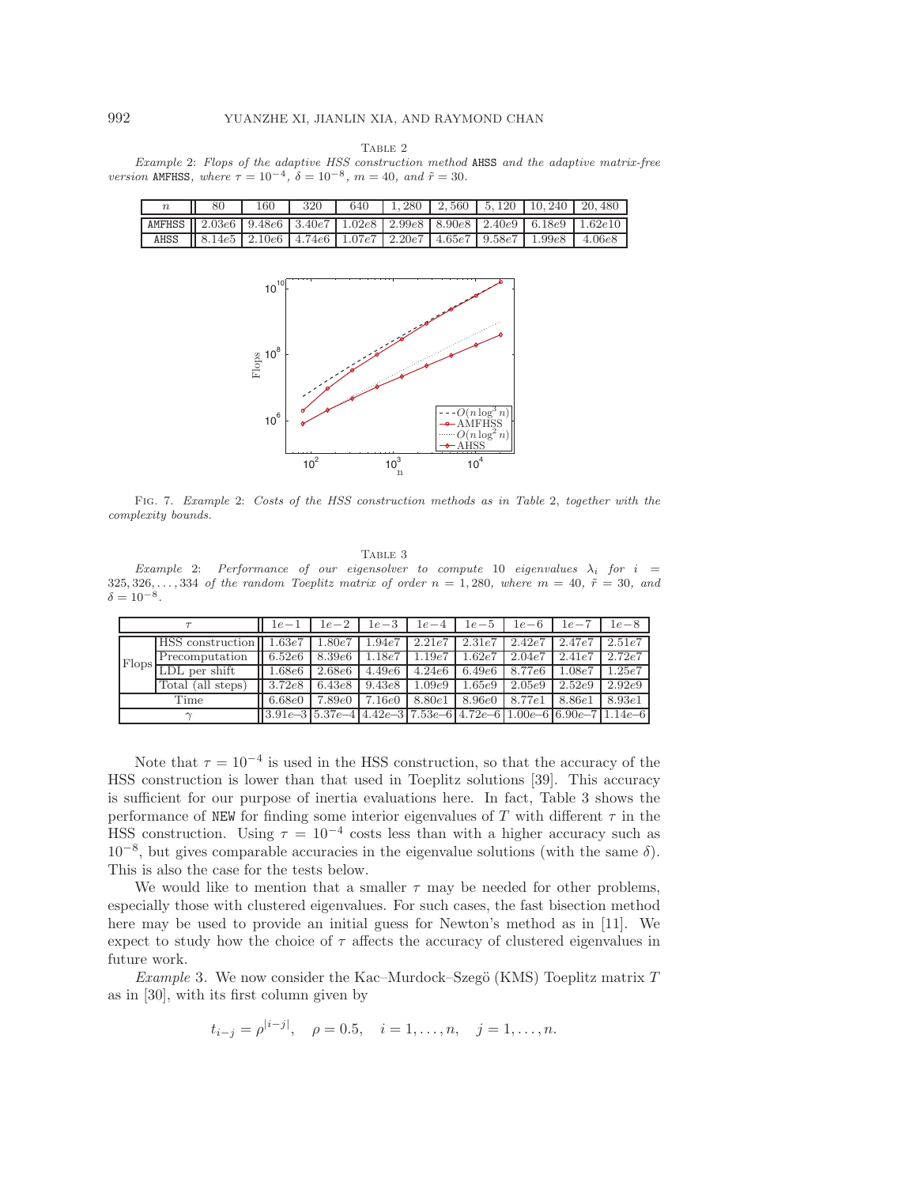Table 2

*Example* 2: *Flops of the adaptive HSS construction method* AHSS *and the adaptive matrix-free version* AMFHSS, *where* $\tau = 10^{-4}$, $\delta = 10^{-8}$, $m = 40$, *and* $\tilde{r} = 30$.

| $n$ | 80 | 160 | 320 | 640 | 1,280 | 2,560 | 5,120 | 10,240 | 20,480 |
|---|---|---|---|---|---|---|---|---|---|
| AMFHSS | 2.03e6 | 9.48e6 | 3.40e7 | 1.02e8 | 2.99e8 | 8.90e8 | 2.40e9 | 6.18e9 | 1.62e10 |
| AHSS | 8.14e5 | 2.10e6 | 4.74e6 | 1.07e7 | 2.20e7 | 4.65e7 | 9.58e7 | 1.99e8 | 4.06e8 |

Fig. 7. *Example* 2: *Costs of the HSS construction methods as in Table* 2, *together with the complexity bounds.*

Table 3

*Example* 2: *Performance of our eigensolver to compute* 10 *eigenvalues* $\lambda_i$ *for* $i = 325, 326, \ldots, 334$ *of the random Toeplitz matrix of order* $n = 1,280$, *where* $m = 40$, $\tilde{r} = 30$, *and* $\delta = 10^{-8}$.

| $\tau$ | | $1e{-1}$ | $1e{-2}$ | $1e{-3}$ | $1e{-4}$ | $1e{-5}$ | $1e{-6}$ | $1e{-7}$ | $1e{-8}$ |
|---|---|---|---|---|---|---|---|---|---|
| Flops | HSS construction | 1.63e7 | 1.80e7 | 1.94e7 | 2.21e7 | 2.31e7 | 2.42e7 | 2.47e7 | 2.51e7 |
| | Precomputation | 6.52e6 | 8.39e6 | 1.18e7 | 1.19e7 | 1.62e7 | 2.04e7 | 2.41e7 | 2.72e7 |
| | LDL per shift | 1.68e6 | 2.68e6 | 4.49e6 | 4.24e6 | 6.49e6 | 8.77e6 | 1.08e7 | 1.25e7 |
| | Total (all steps) | 3.72e8 | 6.43e8 | 9.43e8 | 1.09e9 | 1.65e9 | 2.05e9 | 2.52e9 | 2.92e9 |
| Time | | 6.68e0 | 7.89e0 | 7.16e0 | 8.80e1 | 8.96e0 | 8.77e1 | 8.86e1 | 8.93e1 |
| $\gamma$ | | 3.91e–3 | 5.37e–4 | 4.42e–3 | 7.53e–6 | 4.72e–6 | 1.00e–6 | 6.90e–7 | 1.14e–6 |

Note that $\tau = 10^{-4}$ is used in the HSS construction, so that the accuracy of the HSS construction is lower than that used in Toeplitz solutions [39]. This accuracy is sufficient for our purpose of inertia evaluations here. In fact, Table 3 shows the performance of NEW for finding some interior eigenvalues of $T$ with different $\tau$ in the HSS construction. Using $\tau = 10^{-4}$ costs less than with a higher accuracy such as $10^{-8}$, but gives comparable accuracies in the eigenvalue solutions (with the same $\delta$). This is also the case for the tests below.

We would like to mention that a smaller $\tau$ may be needed for other problems, especially those with clustered eigenvalues. For such cases, the fast bisection method here may be used to provide an initial guess for Newton's method as in [11]. We expect to study how the choice of $\tau$ affects the accuracy of clustered eigenvalues in future work.

*Example* 3. We now consider the Kac–Murdock–Szegö (KMS) Toeplitz matrix $T$ as in [30], with its first column given by

$$t_{i-j} = \rho^{|i-j|}, \quad \rho = 0.5, \quad i = 1, \ldots, n, \quad j = 1, \ldots, n.$$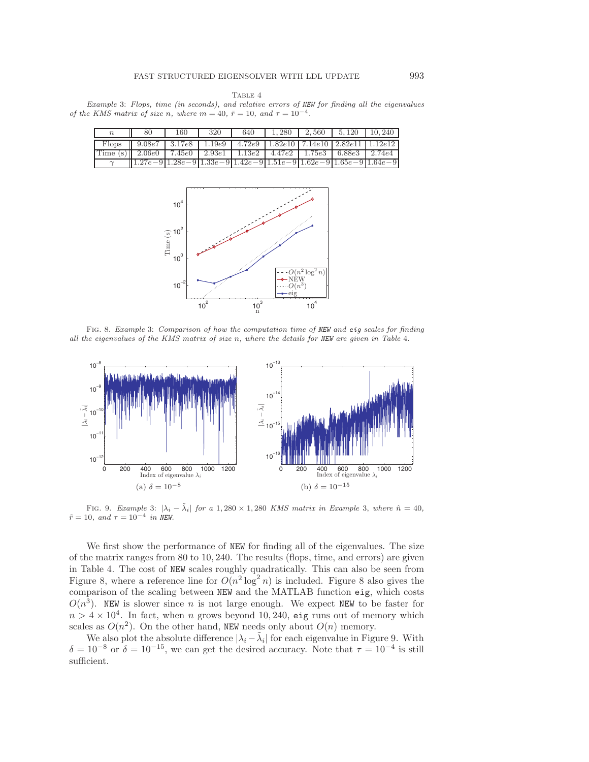Table 4

*Example* 3: *Flops, time (in seconds), and relative errors of* NEW *for finding all the eigenvalues of the KMS matrix of size* $n$, *where* $m = 40$, $\tilde{r} = 10$, *and* $\tau = 10^{-4}$.

| $n$ | 80 | 160 | 320 | 640 | 1,280 | 2,560 | 5,120 | 10,240 |
|---|---|---|---|---|---|---|---|---|
| Flops | 9.08e7 | 3.17e8 | 1.19e9 | 4.72e9 | 1.82e10 | 7.14e10 | 2.82e11 | 1.12e12 |
| Time (s) | 2.06e0 | 7.45e0 | 2.93e1 | 1.13e2 | 4.47e2 | 1.75e3 | 6.88e3 | 2.74e4 |
| $\gamma$ | 1.27e−9 | 1.28e−9 | 1.33e−9 | 1.42e−9 | 1.51e−9 | 1.62e−9 | 1.65e−9 | 1.64e−9 |

Fig. 8. *Example* 3: *Comparison of how the computation time of* NEW *and* eig *scales for finding all the eigenvalues of the KMS matrix of size* $n$, *where the details for* NEW *are given in Table* 4.

(a) $\delta = 10^{-8}$

(b) $\delta = 10^{-15}$

Fig. 9. *Example* 3: $|\lambda_i - \tilde{\lambda}_i|$ *for a* $1,280 \times 1,280$ *KMS matrix in Example* 3, *where* $\hat{n} = 40$, $\tilde{r} = 10$, *and* $\tau = 10^{-4}$ *in* NEW.

We first show the performance of NEW for finding all of the eigenvalues. The size of the matrix ranges from 80 to 10,240. The results (flops, time, and errors) are given in Table 4. The cost of NEW scales roughly quadratically. This can also be seen from Figure 8, where a reference line for $O(n^2 \log^2 n)$ is included. Figure 8 also gives the comparison of the scaling between NEW and the MATLAB function eig, which costs $O(n^3)$. NEW is slower since $n$ is not large enough. We expect NEW to be faster for $n > 4 \times 10^4$. In fact, when $n$ grows beyond 10,240, eig runs out of memory which scales as $O(n^2)$. On the other hand, NEW needs only about $O(n)$ memory.

We also plot the absolute difference $|\lambda_i - \tilde{\lambda}_i|$ for each eigenvalue in Figure 9. With $\delta = 10^{-8}$ or $\delta = 10^{-15}$, we can get the desired accuracy. Note that $\tau = 10^{-4}$ is still sufficient.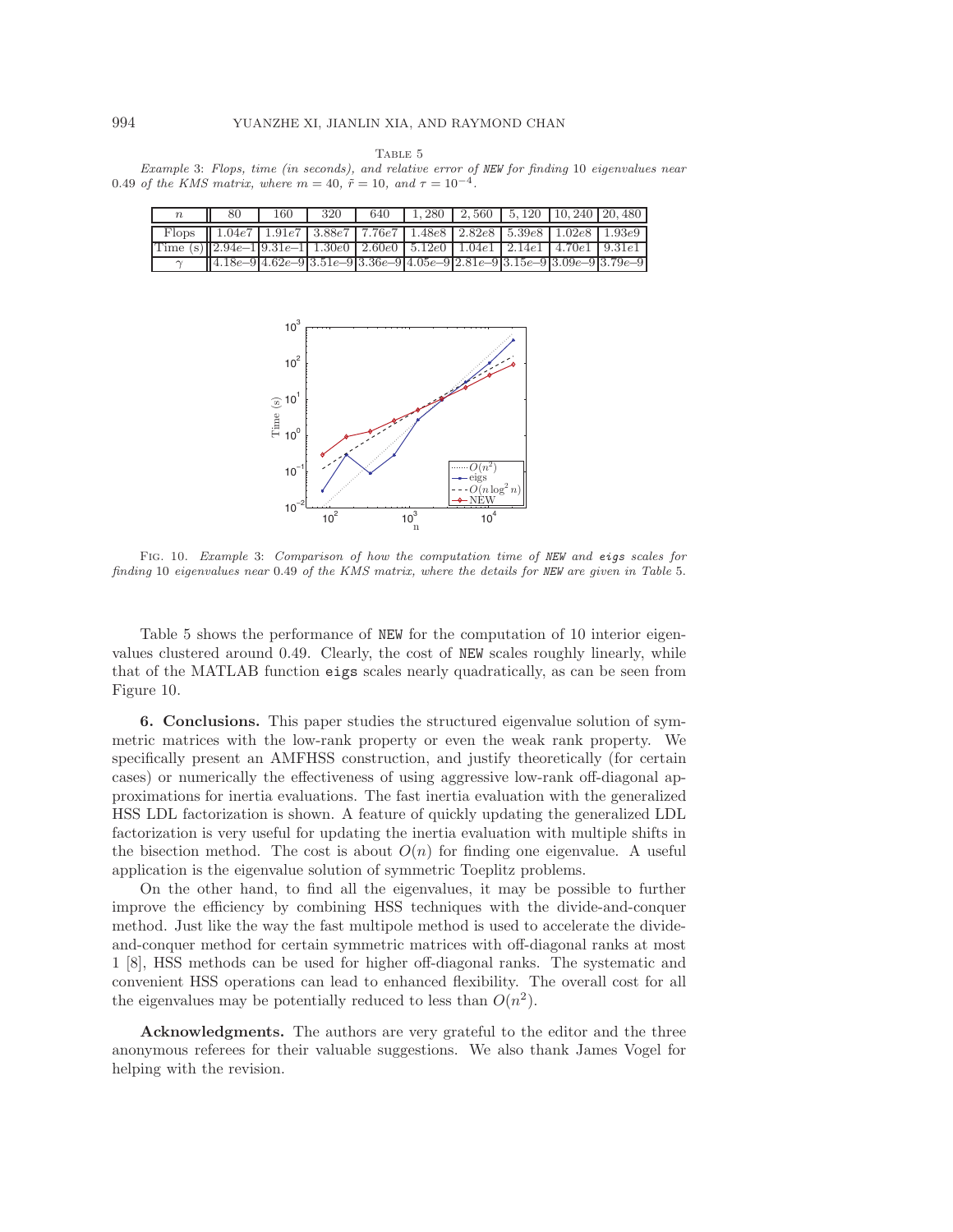TABLE 5

*Example* 3*: Flops, time (in seconds), and relative error of* NEW *for finding* 10 *eigenvalues near* 0.49 *of the KMS matrix, where* $m = 40$*,* $\tilde{r} = 10$*, and* $\tau = 10^{-4}$*.*

| $n$ | 80 | 160 | 320 | 640 | 1,280 | 2,560 | 5,120 | 10,240 | 20,480 |
|---|---|---|---|---|---|---|---|---|---|
| Flops | 1.04$e$7 | 1.91$e$7 | 3.88$e$7 | 7.76$e$7 | 1.48$e$8 | 2.82$e$8 | 5.39$e$8 | 1.02$e$8 | 1.93$e$9 |
| Time (s) | 2.94$e$–1 | 9.31$e$–1 | 1.30$e$0 | 2.60$e$0 | 5.12$e$0 | 1.04$e$1 | 2.14$e$1 | 4.70$e$1 | 9.31$e$1 |
| $\gamma$ | 4.18$e$–9 | 4.62$e$–9 | 3.51$e$–9 | 3.36$e$–9 | 4.05$e$–9 | 2.81$e$–9 | 3.15$e$–9 | 3.09$e$–9 | 3.79$e$–9 |

FIG. 10. *Example* 3*: Comparison of how the computation time of* NEW *and* eigs *scales for finding* 10 *eigenvalues near* 0.49 *of the KMS matrix, where the details for* NEW *are given in Table* 5*.*

Table 5 shows the performance of NEW for the computation of 10 interior eigenvalues clustered around 0.49. Clearly, the cost of NEW scales roughly linearly, while that of the MATLAB function eigs scales nearly quadratically, as can be seen from Figure 10.

**6. Conclusions.** This paper studies the structured eigenvalue solution of symmetric matrices with the low-rank property or even the weak rank property. We specifically present an AMFHSS construction, and justify theoretically (for certain cases) or numerically the effectiveness of using aggressive low-rank off-diagonal approximations for inertia evaluations. The fast inertia evaluation with the generalized HSS LDL factorization is shown. A feature of quickly updating the generalized LDL factorization is very useful for updating the inertia evaluation with multiple shifts in the bisection method. The cost is about $O(n)$ for finding one eigenvalue. A useful application is the eigenvalue solution of symmetric Toeplitz problems.

On the other hand, to find all the eigenvalues, it may be possible to further improve the efficiency by combining HSS techniques with the divide-and-conquer method. Just like the way the fast multipole method is used to accelerate the divide-and-conquer method for certain symmetric matrices with off-diagonal ranks at most 1 [8], HSS methods can be used for higher off-diagonal ranks. The systematic and convenient HSS operations can lead to enhanced flexibility. The overall cost for all the eigenvalues may be potentially reduced to less than $O(n^2)$.

**Acknowledgments.** The authors are very grateful to the editor and the three anonymous referees for their valuable suggestions. We also thank James Vogel for helping with the revision.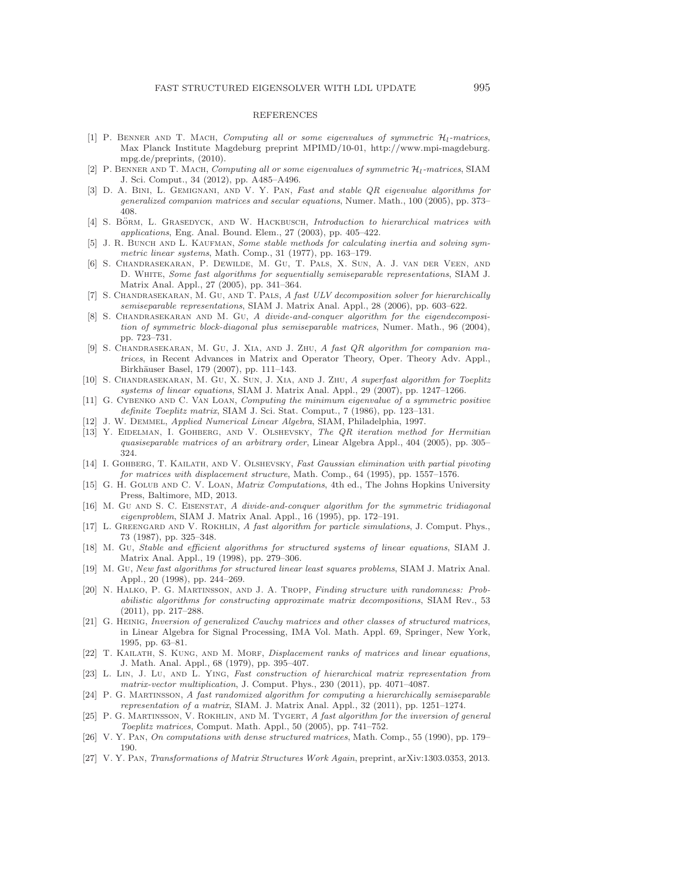## REFERENCES

[1] P. Benner and T. Mach, *Computing all or some eigenvalues of symmetric $\mathcal{H}_l$-matrices*, Max Planck Institute Magdeburg preprint MPIMD/10-01, http://www.mpi-magdeburg.mpg.de/preprints, (2010).

[2] P. Benner and T. Mach, *Computing all or some eigenvalues of symmetric $\mathcal{H}_l$-matrices*, SIAM J. Sci. Comput., 34 (2012), pp. A485–A496.

[3] D. A. Bini, L. Gemignani, and V. Y. Pan, *Fast and stable QR eigenvalue algorithms for generalized companion matrices and secular equations*, Numer. Math., 100 (2005), pp. 373–408.

[4] S. Börm, L. Grasedyck, and W. Hackbusch, *Introduction to hierarchical matrices with applications*, Eng. Anal. Bound. Elem., 27 (2003), pp. 405–422.

[5] J. R. Bunch and L. Kaufman, *Some stable methods for calculating inertia and solving symmetric linear systems*, Math. Comp., 31 (1977), pp. 163–179.

[6] S. Chandrasekaran, P. Dewilde, M. Gu, T. Pals, X. Sun, A. J. van der Veen, and D. White, *Some fast algorithms for sequentially semiseparable representations*, SIAM J. Matrix Anal. Appl., 27 (2005), pp. 341–364.

[7] S. Chandrasekaran, M. Gu, and T. Pals, *A fast ULV decomposition solver for hierarchically semiseparable representations*, SIAM J. Matrix Anal. Appl., 28 (2006), pp. 603–622.

[8] S. Chandrasekaran and M. Gu, *A divide-and-conquer algorithm for the eigendecomposition of symmetric block-diagonal plus semiseparable matrices*, Numer. Math., 96 (2004), pp. 723–731.

[9] S. Chandrasekaran, M. Gu, J. Xia, and J. Zhu, *A fast QR algorithm for companion matrices*, in Recent Advances in Matrix and Operator Theory, Oper. Theory Adv. Appl., Birkhäuser Basel, 179 (2007), pp. 111–143.

[10] S. Chandrasekaran, M. Gu, X. Sun, J. Xia, and J. Zhu, *A superfast algorithm for Toeplitz systems of linear equations*, SIAM J. Matrix Anal. Appl., 29 (2007), pp. 1247–1266.

[11] G. Cybenko and C. Van Loan, *Computing the minimum eigenvalue of a symmetric positive definite Toeplitz matrix*, SIAM J. Sci. Stat. Comput., 7 (1986), pp. 123–131.

[12] J. W. Demmel, *Applied Numerical Linear Algebra*, SIAM, Philadelphia, 1997.

[13] Y. Eidelman, I. Gohberg, and V. Olshevsky, *The QR iteration method for Hermitian quasiseparable matrices of an arbitrary order*, Linear Algebra Appl., 404 (2005), pp. 305–324.

[14] I. Gohberg, T. Kailath, and V. Olshevsky, *Fast Gaussian elimination with partial pivoting for matrices with displacement structure*, Math. Comp., 64 (1995), pp. 1557–1576.

[15] G. H. Golub and C. V. Loan, *Matrix Computations*, 4th ed., The Johns Hopkins University Press, Baltimore, MD, 2013.

[16] M. Gu and S. C. Eisenstat, *A divide-and-conquer algorithm for the symmetric tridiagonal eigenproblem*, SIAM J. Matrix Anal. Appl., 16 (1995), pp. 172–191.

[17] L. Greengard and V. Rokhlin, *A fast algorithm for particle simulations*, J. Comput. Phys., 73 (1987), pp. 325–348.

[18] M. Gu, *Stable and efficient algorithms for structured systems of linear equations*, SIAM J. Matrix Anal. Appl., 19 (1998), pp. 279–306.

[19] M. Gu, *New fast algorithms for structured linear least squares problems*, SIAM J. Matrix Anal. Appl., 20 (1998), pp. 244–269.

[20] N. Halko, P. G. Martinsson, and J. A. Tropp, *Finding structure with randomness: Probabilistic algorithms for constructing approximate matrix decompositions*, SIAM Rev., 53 (2011), pp. 217–288.

[21] G. Heinig, *Inversion of generalized Cauchy matrices and other classes of structured matrices*, in Linear Algebra for Signal Processing, IMA Vol. Math. Appl. 69, Springer, New York, 1995, pp. 63–81.

[22] T. Kailath, S. Kung, and M. Morf, *Displacement ranks of matrices and linear equations*, J. Math. Anal. Appl., 68 (1979), pp. 395–407.

[23] L. Lin, J. Lu, and L. Ying, *Fast construction of hierarchical matrix representation from matrix-vector multiplication*, J. Comput. Phys., 230 (2011), pp. 4071–4087.

[24] P. G. Martinsson, *A fast randomized algorithm for computing a hierarchically semiseparable representation of a matrix*, SIAM. J. Matrix Anal. Appl., 32 (2011), pp. 1251–1274.

[25] P. G. Martinsson, V. Rokhlin, and M. Tygert, *A fast algorithm for the inversion of general Toeplitz matrices*, Comput. Math. Appl., 50 (2005), pp. 741–752.

[26] V. Y. Pan, *On computations with dense structured matrices*, Math. Comp., 55 (1990), pp. 179–190.

[27] V. Y. Pan, *Transformations of Matrix Structures Work Again*, preprint, arXiv:1303.0353, 2013.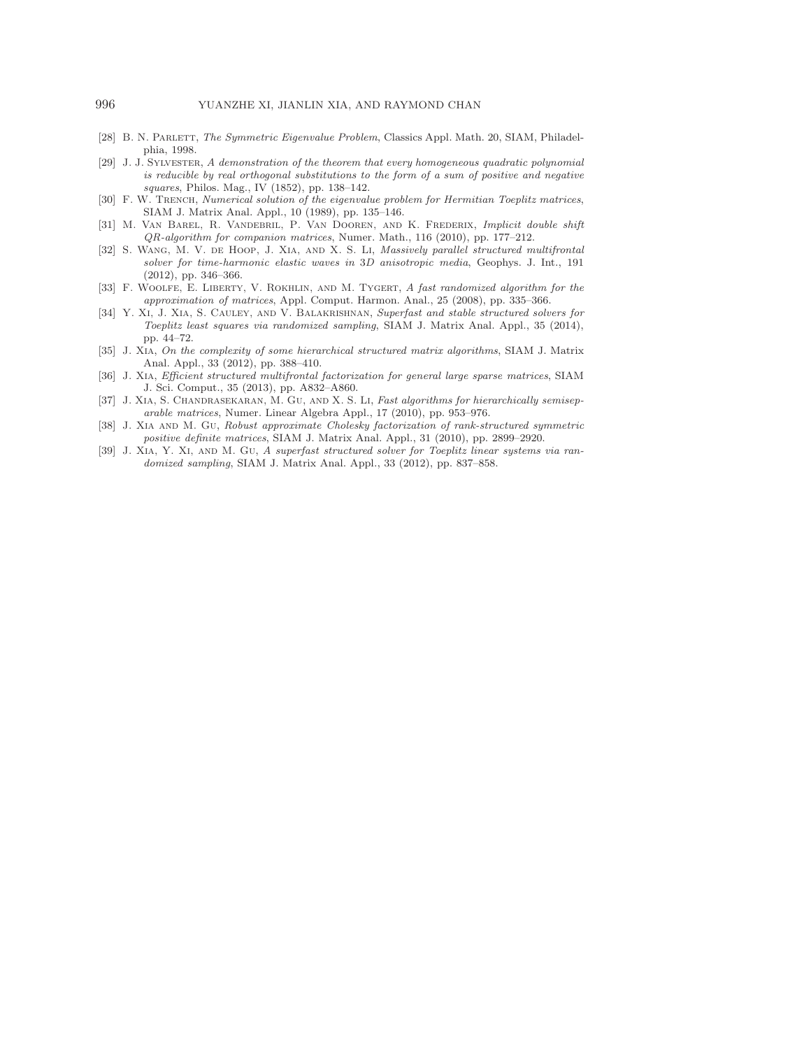[28] B. N. Parlett, *The Symmetric Eigenvalue Problem*, Classics Appl. Math. 20, SIAM, Philadelphia, 1998.

[29] J. J. Sylvester, *A demonstration of the theorem that every homogeneous quadratic polynomial is reducible by real orthogonal substitutions to the form of a sum of positive and negative squares*, Philos. Mag., IV (1852), pp. 138–142.

[30] F. W. Trench, *Numerical solution of the eigenvalue problem for Hermitian Toeplitz matrices*, SIAM J. Matrix Anal. Appl., 10 (1989), pp. 135–146.

[31] M. Van Barel, R. Vandebril, P. Van Dooren, and K. Frederix, *Implicit double shift QR-algorithm for companion matrices*, Numer. Math., 116 (2010), pp. 177–212.

[32] S. Wang, M. V. de Hoop, J. Xia, and X. S. Li, *Massively parallel structured multifrontal solver for time-harmonic elastic waves in 3D anisotropic media*, Geophys. J. Int., 191 (2012), pp. 346–366.

[33] F. Woolfe, E. Liberty, V. Rokhlin, and M. Tygert, *A fast randomized algorithm for the approximation of matrices*, Appl. Comput. Harmon. Anal., 25 (2008), pp. 335–366.

[34] Y. Xi, J. Xia, S. Cauley, and V. Balakrishnan, *Superfast and stable structured solvers for Toeplitz least squares via randomized sampling*, SIAM J. Matrix Anal. Appl., 35 (2014), pp. 44–72.

[35] J. Xia, *On the complexity of some hierarchical structured matrix algorithms*, SIAM J. Matrix Anal. Appl., 33 (2012), pp. 388–410.

[36] J. Xia, *Efficient structured multifrontal factorization for general large sparse matrices*, SIAM J. Sci. Comput., 35 (2013), pp. A832–A860.

[37] J. Xia, S. Chandrasekaran, M. Gu, and X. S. Li, *Fast algorithms for hierarchically semiseparable matrices*, Numer. Linear Algebra Appl., 17 (2010), pp. 953–976.

[38] J. Xia and M. Gu, *Robust approximate Cholesky factorization of rank-structured symmetric positive definite matrices*, SIAM J. Matrix Anal. Appl., 31 (2010), pp. 2899–2920.

[39] J. Xia, Y. Xi, and M. Gu, *A superfast structured solver for Toeplitz linear systems via randomized sampling*, SIAM J. Matrix Anal. Appl., 33 (2012), pp. 837–858.